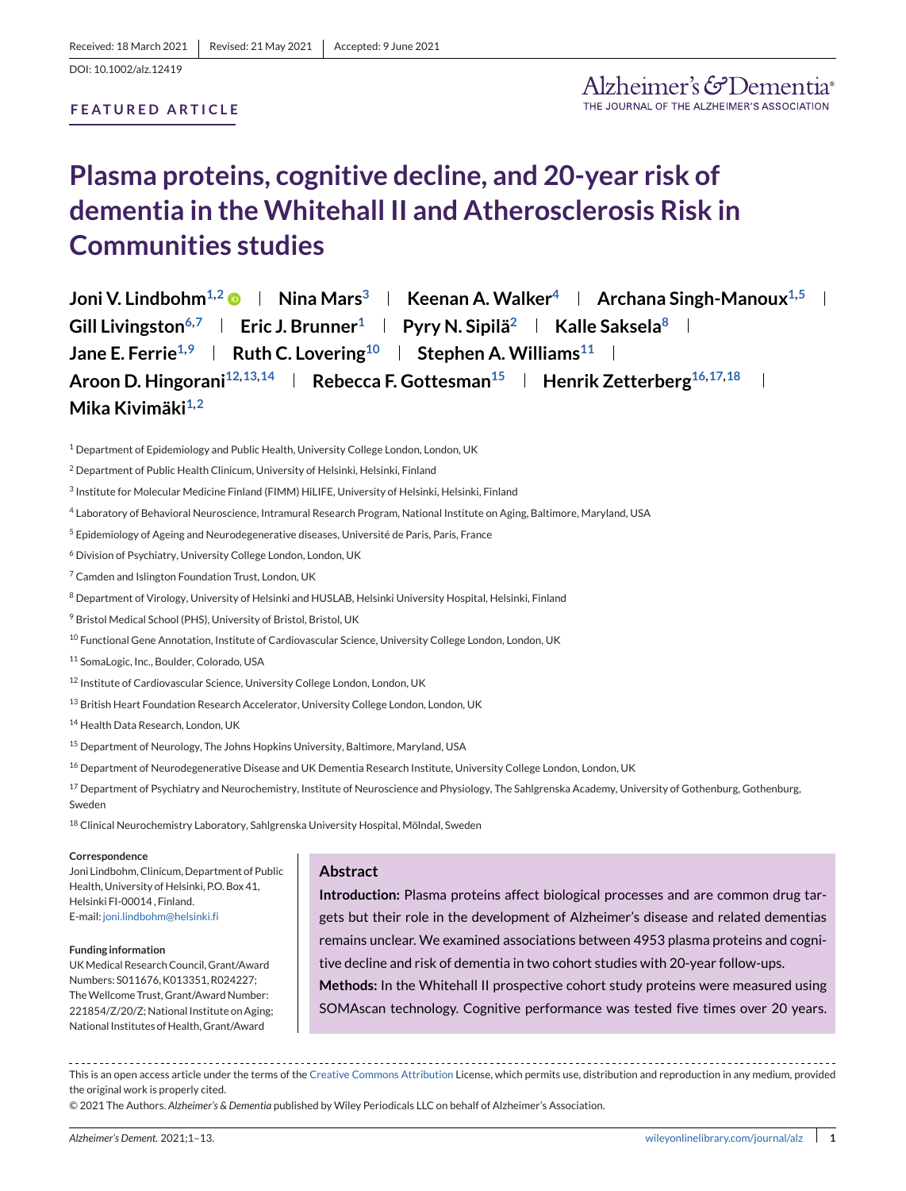Received: 18 March 2021 | Revised: 21 May 2021 | Accepted: 9 June 2021

DOI: 10.1002/alz.12419

**FEATURED ARTICLE**

# Plasma proteins, cognitive decline, and 20-year risk of dementia in the Whitehall II and Atherosclerosis Risk in Communities studies

**Joni V. Lindbohm**[1,2] | **Nina Mars**[3] | **Keenan A. Walker**[4] | **Archana Singh-Manoux**[1,5] | **Gill Livingston**[6,7] | **Eric J. Brunner**[1] | **Pyry N. Sipilä**[2] | **Kalle Saksela**[8] | **Jane E. Ferrie**[1,9] | **Ruth C. Lovering**[10] | **Stephen A. Williams**[11] | **Aroon D. Hingorani**[12,13,14] | **Rebecca F. Gottesman**[15] | **Henrik Zetterberg**[16,17,18] | **Mika Kivimäki**[1,2]

[1] Department of Epidemiology and Public Health, University College London, London, UK

[2] Department of Public Health Clinicum, University of Helsinki, Helsinki, Finland

[3] Institute for Molecular Medicine Finland (FIMM) HiLIFE, University of Helsinki, Helsinki, Finland

[4] Laboratory of Behavioral Neuroscience, Intramural Research Program, National Institute on Aging, Baltimore, Maryland, USA

[5] Epidemiology of Ageing and Neurodegenerative diseases, Université de Paris, Paris, France

[6] Division of Psychiatry, University College London, London, UK

[7] Camden and Islington Foundation Trust, London, UK

[8] Department of Virology, University of Helsinki and HUSLAB, Helsinki University Hospital, Helsinki, Finland

[9] Bristol Medical School (PHS), University of Bristol, Bristol, UK

[10] Functional Gene Annotation, Institute of Cardiovascular Science, University College London, London, UK

[11] SomaLogic, Inc., Boulder, Colorado, USA

[12] Institute of Cardiovascular Science, University College London, London, UK

[13] British Heart Foundation Research Accelerator, University College London, London, UK

[14] Health Data Research, London, UK

[15] Department of Neurology, The Johns Hopkins University, Baltimore, Maryland, USA

[16] Department of Neurodegenerative Disease and UK Dementia Research Institute, University College London, London, UK

[17] Department of Psychiatry and Neurochemistry, Institute of Neuroscience and Physiology, The Sahlgrenska Academy, University of Gothenburg, Gothenburg, Sweden

[18] Clinical Neurochemistry Laboratory, Sahlgrenska University Hospital, Mölndal, Sweden

**Correspondence**

Joni Lindbohm, Clinicum, Department of Public Health, University of Helsinki, P.O. Box 41, Helsinki FI-00014 , Finland.
E-mail: joni.lindbohm@helsinki.fi

**Funding information**

UK Medical Research Council, Grant/Award Numbers: S011676, K013351, R024227; The Wellcome Trust, Grant/Award Number: 221854/Z/20/Z; National Institute on Aging; National Institutes of Health, Grant/Award

## Abstract

**Introduction:** Plasma proteins affect biological processes and are common drug targets but their role in the development of Alzheimer's disease and related dementias remains unclear. We examined associations between 4953 plasma proteins and cognitive decline and risk of dementia in two cohort studies with 20-year follow-ups.

**Methods:** In the Whitehall II prospective cohort study proteins were measured using SOMAscan technology. Cognitive performance was tested five times over 20 years.

This is an open access article under the terms of the Creative Commons Attribution License, which permits use, distribution and reproduction in any medium, provided the original work is properly cited.

© 2021 The Authors. *Alzheimer's & Dementia* published by Wiley Periodicals LLC on behalf of Alzheimer's Association.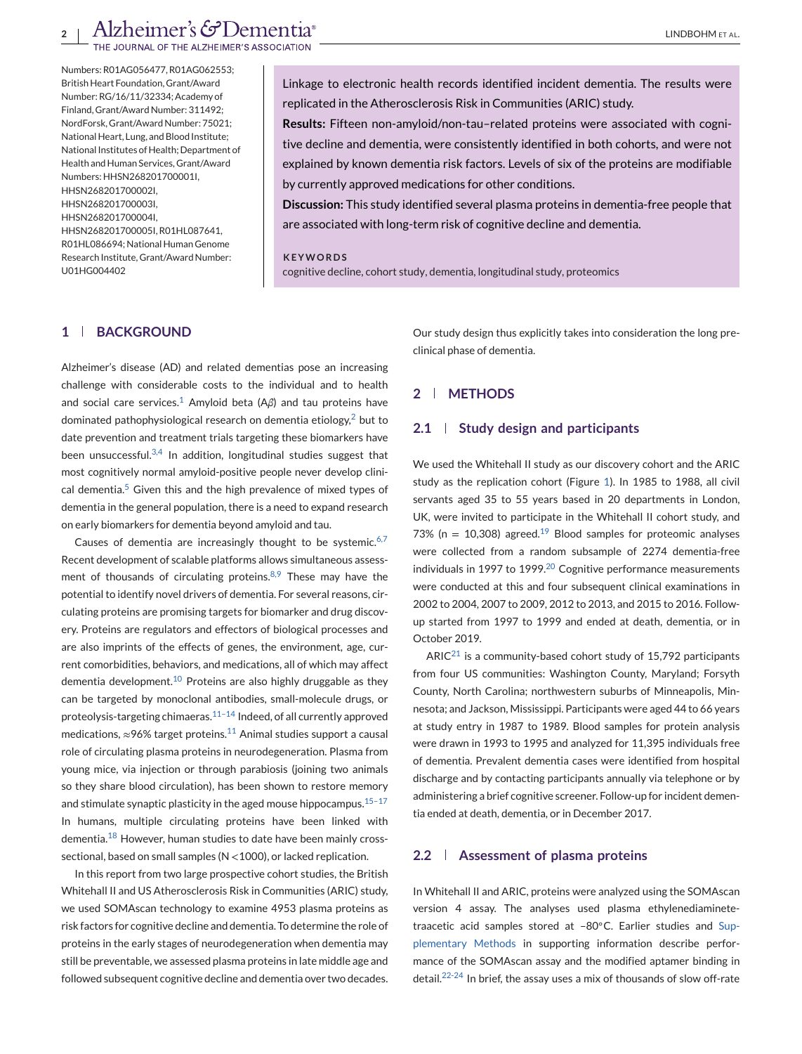Numbers: R01AG056477, R01AG062553; British Heart Foundation, Grant/Award Number: RG/16/11/32334; Academy of Finland, Grant/Award Number: 311492; NordForsk, Grant/Award Number: 75021; National Heart, Lung, and Blood Institute; National Institutes of Health; Department of Health and Human Services, Grant/Award Numbers: HHSN268201700001I, HHSN268201700002I, HHSN268201700003I, HHSN268201700004I, HHSN268201700005I, R01HL087641, R01HL086694; National Human Genome Research Institute, Grant/Award Number: U01HG004402

Linkage to electronic health records identified incident dementia. The results were replicated in the Atherosclerosis Risk in Communities (ARIC) study.

**Results:** Fifteen non-amyloid/non-tau–related proteins were associated with cognitive decline and dementia, were consistently identified in both cohorts, and were not explained by known dementia risk factors. Levels of six of the proteins are modifiable by currently approved medications for other conditions.

**Discussion:** This study identified several plasma proteins in dementia-free people that are associated with long-term risk of cognitive decline and dementia.

**KEYWORDS**

cognitive decline, cohort study, dementia, longitudinal study, proteomics

## 1 BACKGROUND

Alzheimer's disease (AD) and related dementias pose an increasing challenge with considerable costs to the individual and to health and social care services.[1] Amyloid beta (A$\beta$) and tau proteins have dominated pathophysiological research on dementia etiology,[2] but to date prevention and treatment trials targeting these biomarkers have been unsuccessful.[3,4] In addition, longitudinal studies suggest that most cognitively normal amyloid-positive people never develop clinical dementia.[5] Given this and the high prevalence of mixed types of dementia in the general population, there is a need to expand research on early biomarkers for dementia beyond amyloid and tau.

Causes of dementia are increasingly thought to be systemic.[6,7] Recent development of scalable platforms allows simultaneous assessment of thousands of circulating proteins.[8,9] These may have the potential to identify novel drivers of dementia. For several reasons, circulating proteins are promising targets for biomarker and drug discovery. Proteins are regulators and effectors of biological processes and are also imprints of the effects of genes, the environment, age, current comorbidities, behaviors, and medications, all of which may affect dementia development.[10] Proteins are also highly druggable as they can be targeted by monoclonal antibodies, small-molecule drugs, or proteolysis-targeting chimaeras.[11–14] Indeed, of all currently approved medications, ≈96% target proteins.[11] Animal studies support a causal role of circulating plasma proteins in neurodegeneration. Plasma from young mice, via injection or through parabiosis (joining two animals so they share blood circulation), has been shown to restore memory and stimulate synaptic plasticity in the aged mouse hippocampus.[15–17] In humans, multiple circulating proteins have been linked with dementia.[18] However, human studies to date have been mainly cross-sectional, based on small samples (N <1000), or lacked replication.

In this report from two large prospective cohort studies, the British Whitehall II and US Atherosclerosis Risk in Communities (ARIC) study, we used SOMAscan technology to examine 4953 plasma proteins as risk factors for cognitive decline and dementia. To determine the role of proteins in the early stages of neurodegeneration when dementia may still be preventable, we assessed plasma proteins in late middle age and followed subsequent cognitive decline and dementia over two decades. Our study design thus explicitly takes into consideration the long preclinical phase of dementia.

## 2 METHODS

### 2.1 Study design and participants

We used the Whitehall II study as our discovery cohort and the ARIC study as the replication cohort (Figure 1). In 1985 to 1988, all civil servants aged 35 to 55 years based in 20 departments in London, UK, were invited to participate in the Whitehall II cohort study, and 73% (n = 10,308) agreed.[19] Blood samples for proteomic analyses were collected from a random subsample of 2274 dementia-free individuals in 1997 to 1999.[20] Cognitive performance measurements were conducted at this and four subsequent clinical examinations in 2002 to 2004, 2007 to 2009, 2012 to 2013, and 2015 to 2016. Follow-up started from 1997 to 1999 and ended at death, dementia, or in October 2019.

ARIC[21] is a community-based cohort study of 15,792 participants from four US communities: Washington County, Maryland; Forsyth County, North Carolina; northwestern suburbs of Minneapolis, Minnesota; and Jackson, Mississippi. Participants were aged 44 to 66 years at study entry in 1987 to 1989. Blood samples for protein analysis were drawn in 1993 to 1995 and analyzed for 11,395 individuals free of dementia. Prevalent dementia cases were identified from hospital discharge and by contacting participants annually via telephone or by administering a brief cognitive screener. Follow-up for incident dementia ended at death, dementia, or in December 2017.

### 2.2 Assessment of plasma proteins

In Whitehall II and ARIC, proteins were analyzed using the SOMAscan version 4 assay. The analyses used plasma ethylenediaminetetraacetic acid samples stored at –80°C. Earlier studies and Supplementary Methods in supporting information describe performance of the SOMAscan assay and the modified aptamer binding in detail.[22-24] In brief, the assay uses a mix of thousands of slow off-rate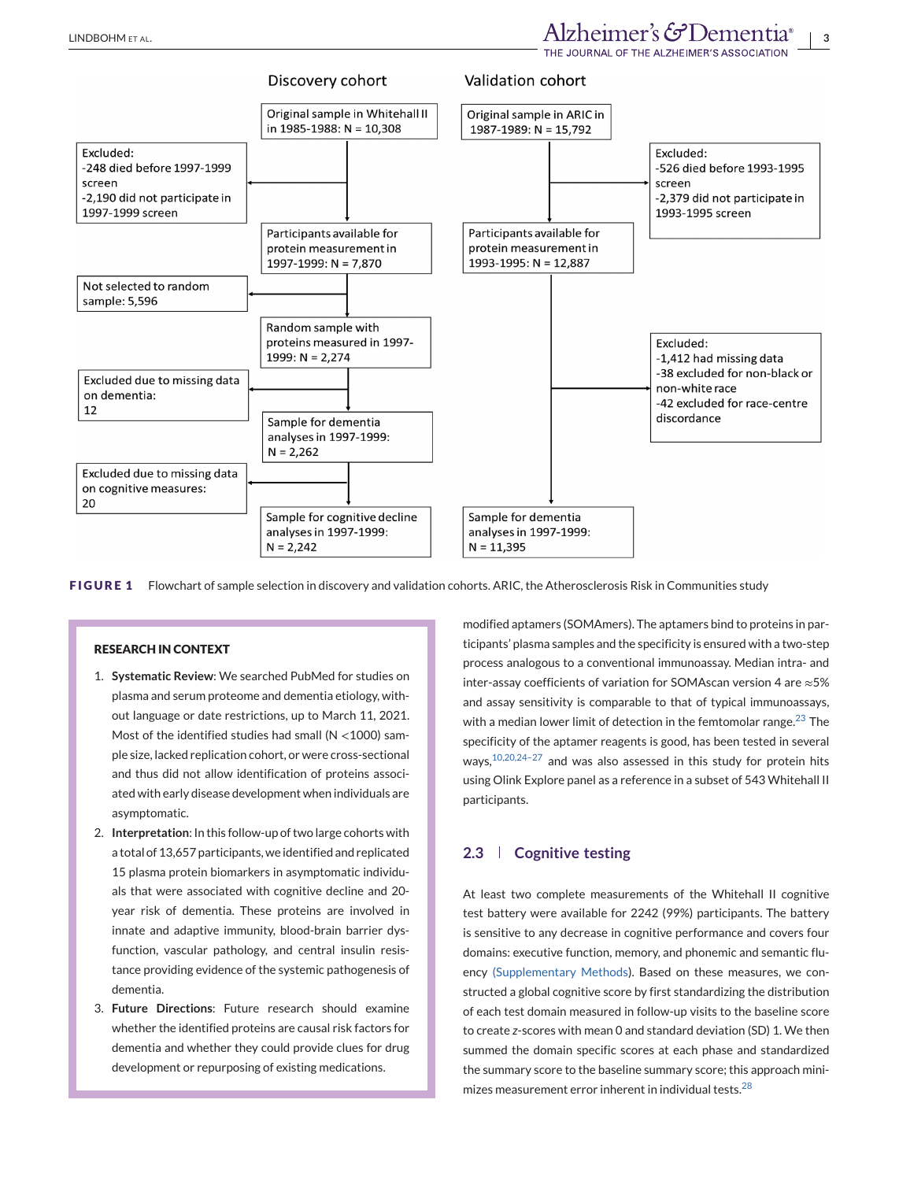**Discovery cohort**

- Original sample in Whitehall II in 1985-1988: N = 10,308
  - Excluded: -248 died before 1997-1999 screen; -2,190 did not participate in 1997-1999 screen
- Participants available for protein measurement in 1997-1999: N = 7,870
  - Not selected to random sample: 5,596
- Random sample with proteins measured in 1997-1999: N = 2,274
  - Excluded due to missing data on dementia: 12
- Sample for dementia analyses in 1997-1999: N = 2,262
  - Excluded due to missing data on cognitive measures: 20
- Sample for cognitive decline analyses in 1997-1999: N = 2,242

**Validation cohort**

- Original sample in ARIC in 1987-1989: N = 15,792
  - Excluded: -526 died before 1993-1995 screen; -2,379 did not participate in 1993-1995 screen
- Participants available for protein measurement in 1993-1995: N = 12,887
  - Excluded: -1,412 had missing data; -38 excluded for non-black or non-white race; -42 excluded for race-centre discordance
- Sample for dementia analyses in 1997-1999: N = 11,395

**FIGURE 1** Flowchart of sample selection in discovery and validation cohorts. ARIC, the Atherosclerosis Risk in Communities study

> **RESEARCH IN CONTEXT**
>
> 1. **Systematic Review**: We searched PubMed for studies on plasma and serum proteome and dementia etiology, without language or date restrictions, up to March 11, 2021. Most of the identified studies had small (N <1000) sample size, lacked replication cohort, or were cross-sectional and thus did not allow identification of proteins associated with early disease development when individuals are asymptomatic.
> 2. **Interpretation**: In this follow-up of two large cohorts with a total of 13,657 participants, we identified and replicated 15 plasma protein biomarkers in asymptomatic individuals that were associated with cognitive decline and 20-year risk of dementia. These proteins are involved in innate and adaptive immunity, blood-brain barrier dysfunction, vascular pathology, and central insulin resistance providing evidence of the systemic pathogenesis of dementia.
> 3. **Future Directions**: Future research should examine whether the identified proteins are causal risk factors for dementia and whether they could provide clues for drug development or repurposing of existing medications.

modified aptamers (SOMAmers). The aptamers bind to proteins in participants' plasma samples and the specificity is ensured with a two-step process analogous to a conventional immunoassay. Median intra- and inter-assay coefficients of variation for SOMAscan version 4 are ≈5% and assay sensitivity is comparable to that of typical immunoassays, with a median lower limit of detection in the femtomolar range.[23] The specificity of the aptamer reagents is good, has been tested in several ways,[10,20,24–27] and was also assessed in this study for protein hits using Olink Explore panel as a reference in a subset of 543 Whitehall II participants.

## 2.3 | Cognitive testing

At least two complete measurements of the Whitehall II cognitive test battery were available for 2242 (99%) participants. The battery is sensitive to any decrease in cognitive performance and covers four domains: executive function, memory, and phonemic and semantic fluency (Supplementary Methods). Based on these measures, we constructed a global cognitive score by first standardizing the distribution of each test domain measured in follow-up visits to the baseline score to create *z*-scores with mean 0 and standard deviation (SD) 1. We then summed the domain specific scores at each phase and standardized the summary score to the baseline summary score; this approach minimizes measurement error inherent in individual tests.[28]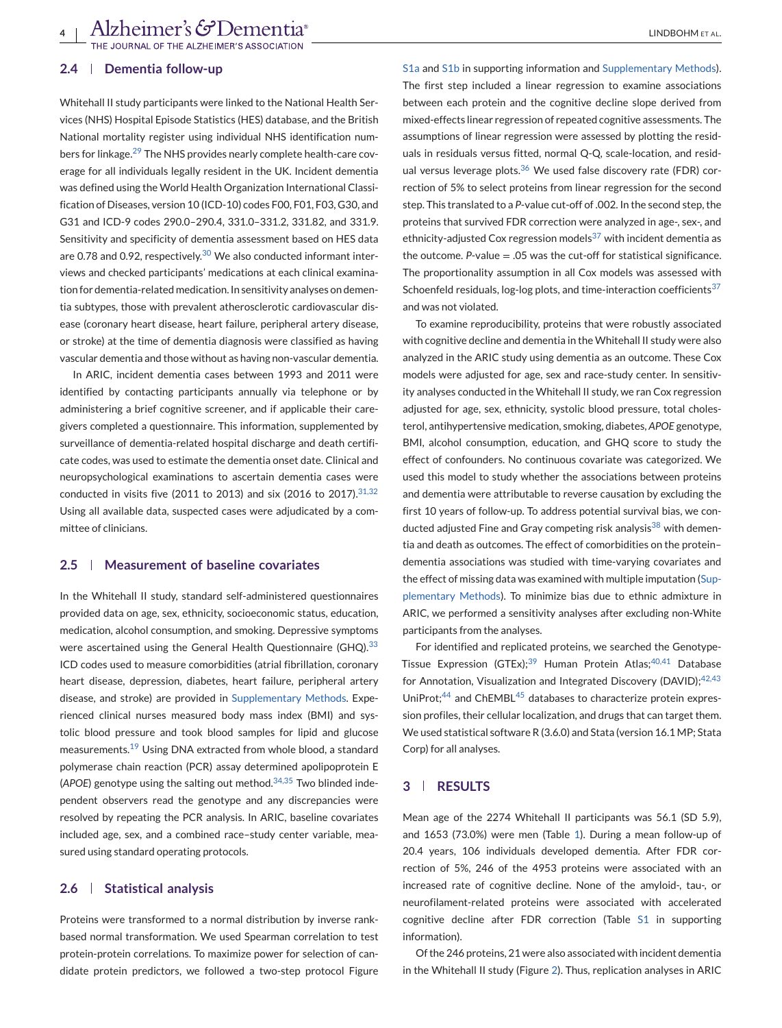### 2.4 | Dementia follow-up

Whitehall II study participants were linked to the National Health Services (NHS) Hospital Episode Statistics (HES) database, and the British National mortality register using individual NHS identification numbers for linkage.[29] The NHS provides nearly complete health-care coverage for all individuals legally resident in the UK. Incident dementia was defined using the World Health Organization International Classification of Diseases, version 10 (ICD-10) codes F00, F01, F03, G30, and G31 and ICD-9 codes 290.0–290.4, 331.0–331.2, 331.82, and 331.9. Sensitivity and specificity of dementia assessment based on HES data are 0.78 and 0.92, respectively.[30] We also conducted informant interviews and checked participants' medications at each clinical examination for dementia-related medication. In sensitivity analyses on dementia subtypes, those with prevalent atherosclerotic cardiovascular disease (coronary heart disease, heart failure, peripheral artery disease, or stroke) at the time of dementia diagnosis were classified as having vascular dementia and those without as having non-vascular dementia.

In ARIC, incident dementia cases between 1993 and 2011 were identified by contacting participants annually via telephone or by administering a brief cognitive screener, and if applicable their caregivers completed a questionnaire. This information, supplemented by surveillance of dementia-related hospital discharge and death certificate codes, was used to estimate the dementia onset date. Clinical and neuropsychological examinations to ascertain dementia cases were conducted in visits five (2011 to 2013) and six (2016 to 2017).[31,32] Using all available data, suspected cases were adjudicated by a committee of clinicians.

### 2.5 | Measurement of baseline covariates

In the Whitehall II study, standard self-administered questionnaires provided data on age, sex, ethnicity, socioeconomic status, education, medication, alcohol consumption, and smoking. Depressive symptoms were ascertained using the General Health Questionnaire (GHQ).[33] ICD codes used to measure comorbidities (atrial fibrillation, coronary heart disease, depression, diabetes, heart failure, peripheral artery disease, and stroke) are provided in Supplementary Methods. Experienced clinical nurses measured body mass index (BMI) and systolic blood pressure and took blood samples for lipid and glucose measurements.[19] Using DNA extracted from whole blood, a standard polymerase chain reaction (PCR) assay determined apolipoprotein E (*APOE*) genotype using the salting out method.[34,35] Two blinded independent observers read the genotype and any discrepancies were resolved by repeating the PCR analysis. In ARIC, baseline covariates included age, sex, and a combined race–study center variable, measured using standard operating protocols.

### 2.6 | Statistical analysis

Proteins were transformed to a normal distribution by inverse rank-based normal transformation. We used Spearman correlation to test protein-protein correlations. To maximize power for selection of candidate protein predictors, we followed a two-step protocol Figure S1a and S1b in supporting information and Supplementary Methods). The first step included a linear regression to examine associations between each protein and the cognitive decline slope derived from mixed-effects linear regression of repeated cognitive assessments. The assumptions of linear regression were assessed by plotting the residuals in residuals versus fitted, normal Q-Q, scale-location, and residual versus leverage plots.[36] We used false discovery rate (FDR) correction of 5% to select proteins from linear regression for the second step. This translated to a *P*-value cut-off of .002. In the second step, the proteins that survived FDR correction were analyzed in age-, sex-, and ethnicity-adjusted Cox regression models[37] with incident dementia as the outcome. *P*-value = .05 was the cut-off for statistical significance. The proportionality assumption in all Cox models was assessed with Schoenfeld residuals, log-log plots, and time-interaction coefficients[37] and was not violated.

To examine reproducibility, proteins that were robustly associated with cognitive decline and dementia in the Whitehall II study were also analyzed in the ARIC study using dementia as an outcome. These Cox models were adjusted for age, sex and race-study center. In sensitivity analyses conducted in the Whitehall II study, we ran Cox regression adjusted for age, sex, ethnicity, systolic blood pressure, total cholesterol, antihypertensive medication, smoking, diabetes, *APOE* genotype, BMI, alcohol consumption, education, and GHQ score to study the effect of confounders. No continuous covariate was categorized. We used this model to study whether the associations between proteins and dementia were attributable to reverse causation by excluding the first 10 years of follow-up. To address potential survival bias, we conducted adjusted Fine and Gray competing risk analysis[38] with dementia and death as outcomes. The effect of comorbidities on the protein–dementia associations was studied with time-varying covariates and the effect of missing data was examined with multiple imputation (Supplementary Methods). To minimize bias due to ethnic admixture in ARIC, we performed a sensitivity analyses after excluding non-White participants from the analyses.

For identified and replicated proteins, we searched the Genotype-Tissue Expression (GTEx);[39] Human Protein Atlas;[40,41] Database for Annotation, Visualization and Integrated Discovery (DAVID);[42,43] UniProt;[44] and ChEMBL[45] databases to characterize protein expression profiles, their cellular localization, and drugs that can target them. We used statistical software R (3.6.0) and Stata (version 16.1 MP; Stata Corp) for all analyses.

## 3 | RESULTS

Mean age of the 2274 Whitehall II participants was 56.1 (SD 5.9), and 1653 (73.0%) were men (Table 1). During a mean follow-up of 20.4 years, 106 individuals developed dementia. After FDR correction of 5%, 246 of the 4953 proteins were associated with an increased rate of cognitive decline. None of the amyloid-, tau-, or neurofilament-related proteins were associated with accelerated cognitive decline after FDR correction (Table S1 in supporting information).

Of the 246 proteins, 21 were also associated with incident dementia in the Whitehall II study (Figure 2). Thus, replication analyses in ARIC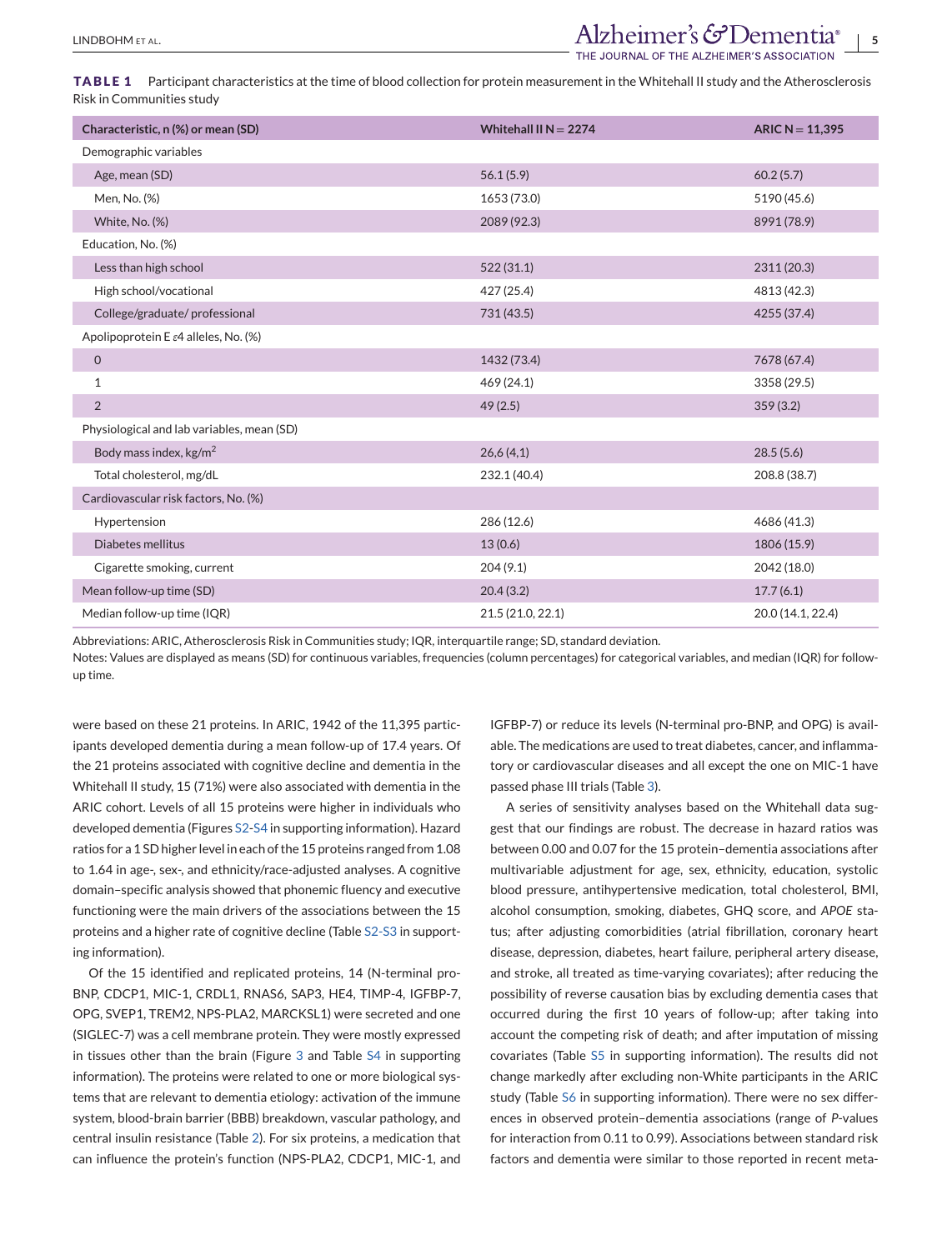**TABLE 1** Participant characteristics at the time of blood collection for protein measurement in the Whitehall II study and the Atherosclerosis Risk in Communities study

| Characteristic, n (%) or mean (SD) | Whitehall II N = 2274 | ARIC N = 11,395 |
|---|---|---|
| Demographic variables | | |
| Age, mean (SD) | 56.1 (5.9) | 60.2 (5.7) |
| Men, No. (%) | 1653 (73.0) | 5190 (45.6) |
| White, No. (%) | 2089 (92.3) | 8991 (78.9) |
| Education, No. (%) | | |
| Less than high school | 522 (31.1) | 2311 (20.3) |
| High school/vocational | 427 (25.4) | 4813 (42.3) |
| College/graduate/ professional | 731 (43.5) | 4255 (37.4) |
| Apolipoprotein E ε4 alleles, No. (%) | | |
| 0 | 1432 (73.4) | 7678 (67.4) |
| 1 | 469 (24.1) | 3358 (29.5) |
| 2 | 49 (2.5) | 359 (3.2) |
| Physiological and lab variables, mean (SD) | | |
| Body mass index, kg/m$^2$ | 26,6 (4,1) | 28.5 (5.6) |
| Total cholesterol, mg/dL | 232.1 (40.4) | 208.8 (38.7) |
| Cardiovascular risk factors, No. (%) | | |
| Hypertension | 286 (12.6) | 4686 (41.3) |
| Diabetes mellitus | 13 (0.6) | 1806 (15.9) |
| Cigarette smoking, current | 204 (9.1) | 2042 (18.0) |
| Mean follow-up time (SD) | 20.4 (3.2) | 17.7 (6.1) |
| Median follow-up time (IQR) | 21.5 (21.0, 22.1) | 20.0 (14.1, 22.4) |

Abbreviations: ARIC, Atherosclerosis Risk in Communities study; IQR, interquartile range; SD, standard deviation.
Notes: Values are displayed as means (SD) for continuous variables, frequencies (column percentages) for categorical variables, and median (IQR) for follow-up time.

were based on these 21 proteins. In ARIC, 1942 of the 11,395 participants developed dementia during a mean follow-up of 17.4 years. Of the 21 proteins associated with cognitive decline and dementia in the Whitehall II study, 15 (71%) were also associated with dementia in the ARIC cohort. Levels of all 15 proteins were higher in individuals who developed dementia (Figures S2-S4 in supporting information). Hazard ratios for a 1 SD higher level in each of the 15 proteins ranged from 1.08 to 1.64 in age-, sex-, and ethnicity/race-adjusted analyses. A cognitive domain–specific analysis showed that phonemic fluency and executive functioning were the main drivers of the associations between the 15 proteins and a higher rate of cognitive decline (Table S2-S3 in supporting information).

Of the 15 identified and replicated proteins, 14 (N-terminal pro-BNP, CDCP1, MIC-1, CRDL1, RNAS6, SAP3, HE4, TIMP-4, IGFBP-7, OPG, SVEP1, TREM2, NPS-PLA2, MARCKSL1) were secreted and one (SIGLEC-7) was a cell membrane protein. They were mostly expressed in tissues other than the brain (Figure 3 and Table S4 in supporting information). The proteins were related to one or more biological systems that are relevant to dementia etiology: activation of the immune system, blood-brain barrier (BBB) breakdown, vascular pathology, and central insulin resistance (Table 2). For six proteins, a medication that can influence the protein's function (NPS-PLA2, CDCP1, MIC-1, and IGFBP-7) or reduce its levels (N-terminal pro-BNP, and OPG) is available. The medications are used to treat diabetes, cancer, and inflammatory or cardiovascular diseases and all except the one on MIC-1 have passed phase III trials (Table 3).

A series of sensitivity analyses based on the Whitehall data suggest that our findings are robust. The decrease in hazard ratios was between 0.00 and 0.07 for the 15 protein–dementia associations after multivariable adjustment for age, sex, ethnicity, education, systolic blood pressure, antihypertensive medication, total cholesterol, BMI, alcohol consumption, smoking, diabetes, GHQ score, and *APOE* status; after adjusting comorbidities (atrial fibrillation, coronary heart disease, depression, diabetes, heart failure, peripheral artery disease, and stroke, all treated as time-varying covariates); after reducing the possibility of reverse causation bias by excluding dementia cases that occurred during the first 10 years of follow-up; after taking into account the competing risk of death; and after imputation of missing covariates (Table S5 in supporting information). The results did not change markedly after excluding non-White participants in the ARIC study (Table S6 in supporting information). There were no sex differences in observed protein–dementia associations (range of *P*-values for interaction from 0.11 to 0.99). Associations between standard risk factors and dementia were similar to those reported in recent meta-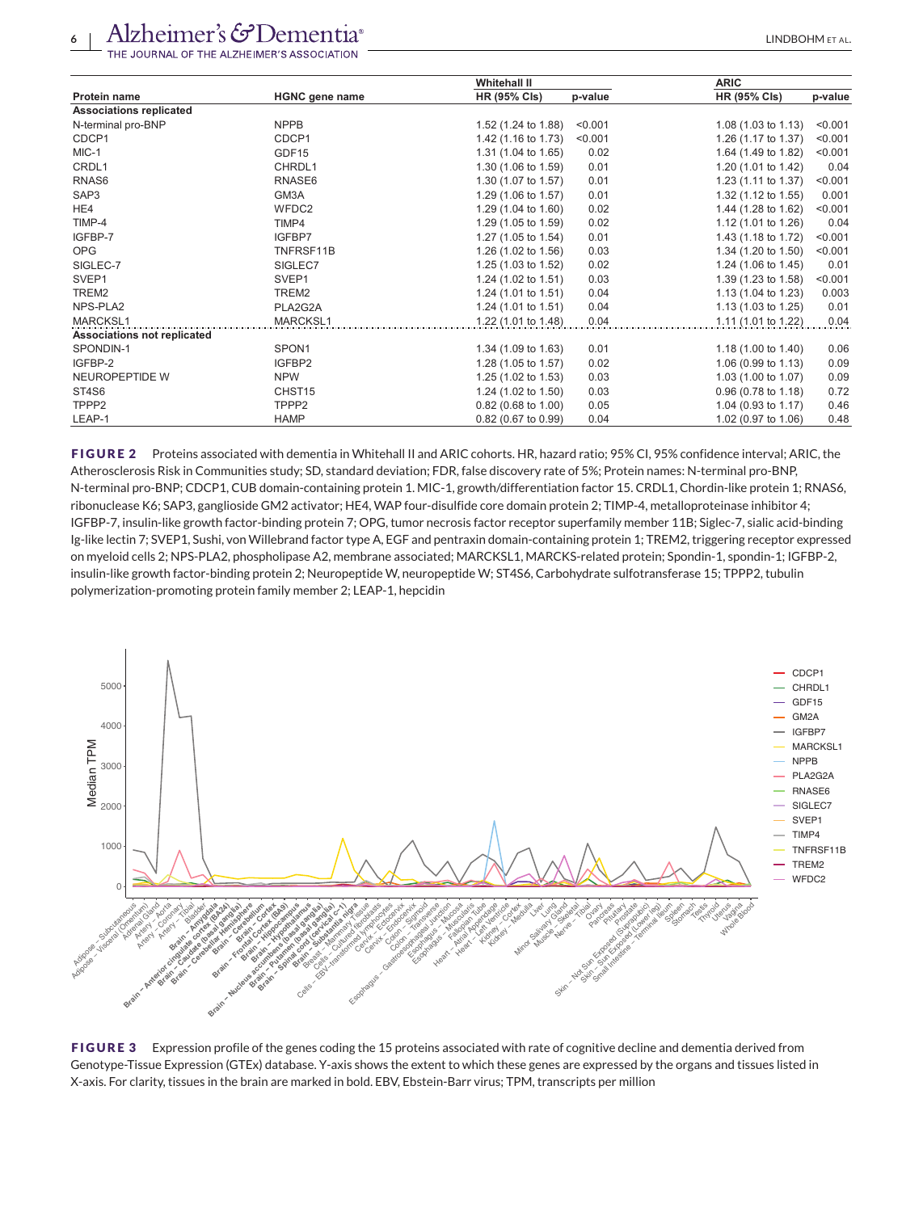| Protein name | HGNC gene name | Whitehall II HR (95% CIs) | Whitehall II p-value | ARIC HR (95% CIs) | ARIC p-value |
|---|---|---|---|---|---|
| **Associations replicated** | | | | | |
| N-terminal pro-BNP | NPPB | 1.52 (1.24 to 1.88) | <0.001 | 1.08 (1.03 to 1.13) | <0.001 |
| CDCP1 | CDCP1 | 1.42 (1.16 to 1.73) | <0.001 | 1.26 (1.17 to 1.37) | <0.001 |
| MIC-1 | GDF15 | 1.31 (1.04 to 1.65) | 0.02 | 1.64 (1.49 to 1.82) | <0.001 |
| CRDL1 | CHRDL1 | 1.30 (1.06 to 1.59) | 0.01 | 1.20 (1.01 to 1.42) | 0.04 |
| RNAS6 | RNASE6 | 1.30 (1.07 to 1.57) | 0.01 | 1.23 (1.11 to 1.37) | <0.001 |
| SAP3 | GM3A | 1.29 (1.06 to 1.57) | 0.01 | 1.32 (1.12 to 1.55) | 0.001 |
| HE4 | WFDC2 | 1.29 (1.04 to 1.60) | 0.02 | 1.44 (1.28 to 1.62) | <0.001 |
| TIMP-4 | TIMP4 | 1.29 (1.05 to 1.59) | 0.02 | 1.12 (1.01 to 1.26) | 0.04 |
| IGFBP-7 | IGFBP7 | 1.27 (1.05 to 1.54) | 0.01 | 1.43 (1.18 to 1.72) | <0.001 |
| OPG | TNFRSF11B | 1.26 (1.02 to 1.56) | 0.03 | 1.34 (1.20 to 1.50) | <0.001 |
| SIGLEC-7 | SIGLEC7 | 1.25 (1.03 to 1.52) | 0.02 | 1.24 (1.06 to 1.45) | 0.01 |
| SVEP1 | SVEP1 | 1.24 (1.02 to 1.51) | 0.03 | 1.39 (1.23 to 1.58) | <0.001 |
| TREM2 | TREM2 | 1.24 (1.01 to 1.51) | 0.04 | 1.13 (1.04 to 1.23) | 0.003 |
| NPS-PLA2 | PLA2G2A | 1.24 (1.01 to 1.51) | 0.04 | 1.13 (1.03 to 1.25) | 0.01 |
| MARCKSL1 | MARCKSL1 | 1.22 (1.01 to 1.48) | 0.04 | 1.11 (1.01 to 1.22) | 0.04 |
| **Associations not replicated** | | | | | |
| SPONDIN-1 | SPON1 | 1.34 (1.09 to 1.63) | 0.01 | 1.18 (1.00 to 1.40) | 0.06 |
| IGFBP-2 | IGFBP2 | 1.28 (1.05 to 1.57) | 0.02 | 1.06 (0.99 to 1.13) | 0.09 |
| NEUROPEPTIDE W | NPW | 1.25 (1.02 to 1.53) | 0.03 | 1.03 (1.00 to 1.07) | 0.09 |
| ST4S6 | CHST15 | 1.24 (1.02 to 1.50) | 0.03 | 0.96 (0.78 to 1.18) | 0.72 |
| TPPP2 | TPPP2 | 0.82 (0.68 to 1.00) | 0.05 | 1.04 (0.93 to 1.17) | 0.46 |
| LEAP-1 | HAMP | 0.82 (0.67 to 0.99) | 0.04 | 1.02 (0.97 to 1.06) | 0.48 |

**FIGURE 2** Proteins associated with dementia in Whitehall II and ARIC cohorts. HR, hazard ratio; 95% CI, 95% confidence interval; ARIC, the Atherosclerosis Risk in Communities study; SD, standard deviation; FDR, false discovery rate of 5%; Protein names: N-terminal pro-BNP, N-terminal pro-BNP; CDCP1, CUB domain-containing protein 1. MIC-1, growth/differentiation factor 15. CRDL1, Chordin-like protein 1; RNAS6, ribonuclease K6; SAP3, ganglioside GM2 activator; HE4, WAP four-disulfide core domain protein 2; TIMP-4, metalloproteinase inhibitor 4; IGFBP-7, insulin-like growth factor-binding protein 7; OPG, tumor necrosis factor receptor superfamily member 11B; Siglec-7, sialic acid-binding Ig-like lectin 7; SVEP1, Sushi, von Willebrand factor type A, EGF and pentraxin domain-containing protein 1; TREM2, triggering receptor expressed on myeloid cells 2; NPS-PLA2, phospholipase A2, membrane associated; MARCKSL1, MARCKS-related protein; Spondin-1, spondin-1; IGFBP-2, insulin-like growth factor-binding protein 2; Neuropeptide W, neuropeptide W; ST4S6, Carbohydrate sulfotransferase 15; TPPP2, tubulin polymerization-promoting protein family member 2; LEAP-1, hepcidin

**FIGURE 3** Expression profile of the genes coding the 15 proteins associated with rate of cognitive decline and dementia derived from Genotype-Tissue Expression (GTEx) database. Y-axis shows the extent to which these genes are expressed by the organs and tissues listed in X-axis. For clarity, tissues in the brain are marked in bold. EBV, Ebstein-Barr virus; TPM, transcripts per million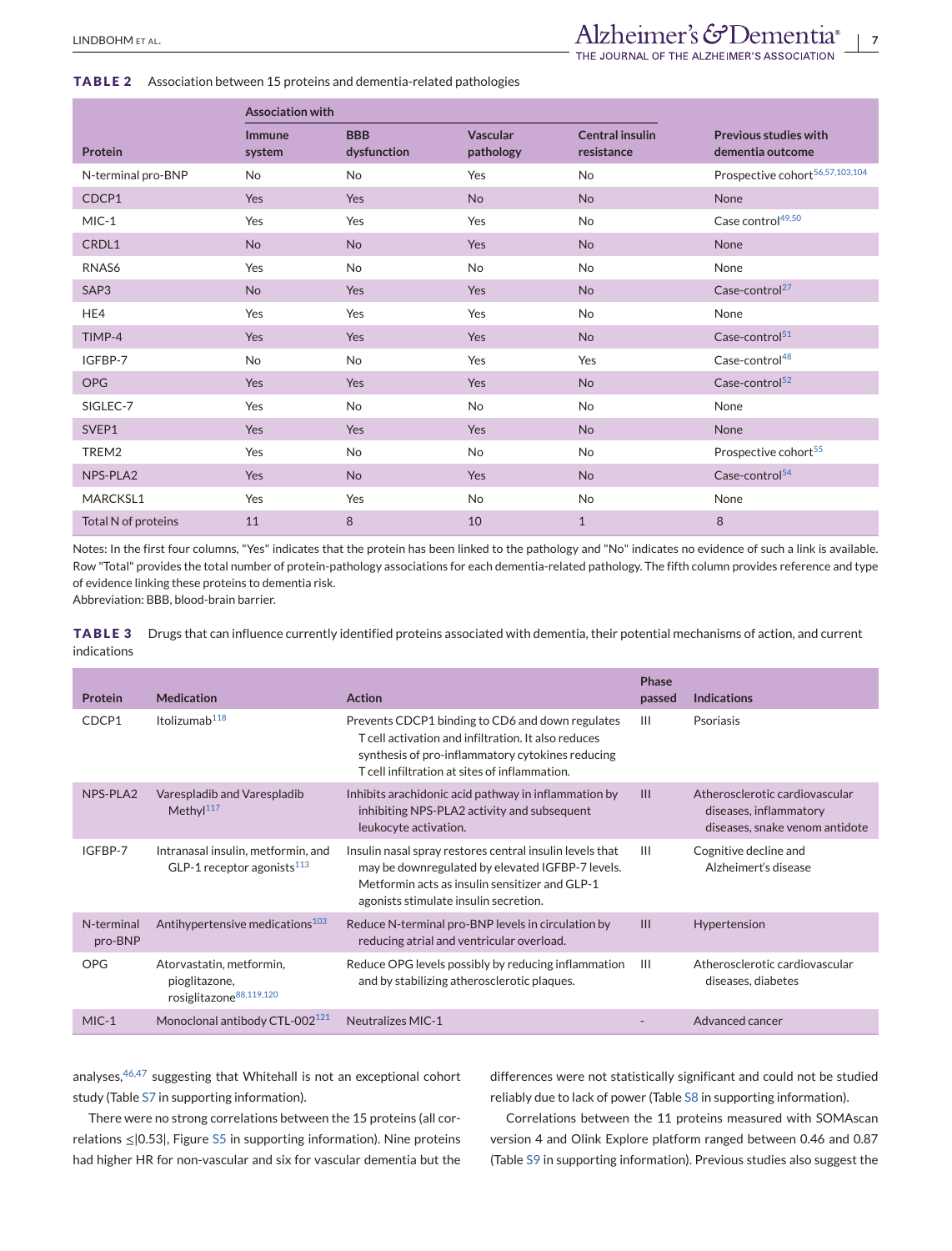**TABLE 2** Association between 15 proteins and dementia-related pathologies

| Protein | Association with | | | | Previous studies with dementia outcome |
|---|---|---|---|---|---|
| | Immune system | BBB dysfunction | Vascular pathology | Central insulin resistance | |
| N-terminal pro-BNP | No | No | Yes | No | Prospective cohort[56,57,103,104] |
| CDCP1 | Yes | Yes | No | No | None |
| MIC-1 | Yes | Yes | Yes | No | Case control[49,50] |
| CRDL1 | No | No | Yes | No | None |
| RNAS6 | Yes | No | No | No | None |
| SAP3 | No | Yes | Yes | No | Case-control[27] |
| HE4 | Yes | Yes | Yes | No | None |
| TIMP-4 | Yes | Yes | Yes | No | Case-control[51] |
| IGFBP-7 | No | No | Yes | Yes | Case-control[48] |
| OPG | Yes | Yes | Yes | No | Case-control[52] |
| SIGLEC-7 | Yes | No | No | No | None |
| SVEP1 | Yes | Yes | Yes | No | None |
| TREM2 | Yes | No | No | No | Prospective cohort[55] |
| NPS-PLA2 | Yes | No | Yes | No | Case-control[54] |
| MARCKSL1 | Yes | Yes | No | No | None |
| Total N of proteins | 11 | 8 | 10 | 1 | 8 |

Notes: In the first four columns, "Yes" indicates that the protein has been linked to the pathology and "No" indicates no evidence of such a link is available. Row "Total" provides the total number of protein-pathology associations for each dementia-related pathology. The fifth column provides reference and type of evidence linking these proteins to dementia risk.

Abbreviation: BBB, blood-brain barrier.

**TABLE 3** Drugs that can influence currently identified proteins associated with dementia, their potential mechanisms of action, and current indications

| Protein | Medication | Action | Phase passed | Indications |
|---|---|---|---|---|
| CDCP1 | Itolizumab[118] | Prevents CDCP1 binding to CD6 and down regulates T cell activation and infiltration. It also reduces synthesis of pro-inflammatory cytokines reducing T cell infiltration at sites of inflammation. | III | Psoriasis |
| NPS-PLA2 | Varespladib and Varespladib Methyl[117] | Inhibits arachidonic acid pathway in inflammation by inhibiting NPS-PLA2 activity and subsequent leukocyte activation. | III | Atherosclerotic cardiovascular diseases, inflammatory diseases, snake venom antidote |
| IGFBP-7 | Intranasal insulin, metformin, and GLP-1 receptor agonists[113] | Insulin nasal spray restores central insulin levels that may be downregulated by elevated IGFBP-7 levels. Metformin acts as insulin sensitizer and GLP-1 agonists stimulate insulin secretion. | III | Cognitive decline and Alzheimer's disease |
| N-terminal pro-BNP | Antihypertensive medications[103] | Reduce N-terminal pro-BNP levels in circulation by reducing atrial and ventricular overload. | III | Hypertension |
| OPG | Atorvastatin, metformin, pioglitazone, rosiglitazone[88,119,120] | Reduce OPG levels possibly by reducing inflammation and by stabilizing atherosclerotic plaques. | III | Atherosclerotic cardiovascular diseases, diabetes |
| MIC-1 | Monoclonal antibody CTL-002[121] | Neutralizes MIC-1 | - | Advanced cancer |

analyses,[46,47] suggesting that Whitehall is not an exceptional cohort study (Table S7 in supporting information).

There were no strong correlations between the 15 proteins (all correlations ≤|0.53|, Figure S5 in supporting information). Nine proteins had higher HR for non-vascular and six for vascular dementia but the differences were not statistically significant and could not be studied reliably due to lack of power (Table S8 in supporting information).

Correlations between the 11 proteins measured with SOMAscan version 4 and Olink Explore platform ranged between 0.46 and 0.87 (Table S9 in supporting information). Previous studies also suggest the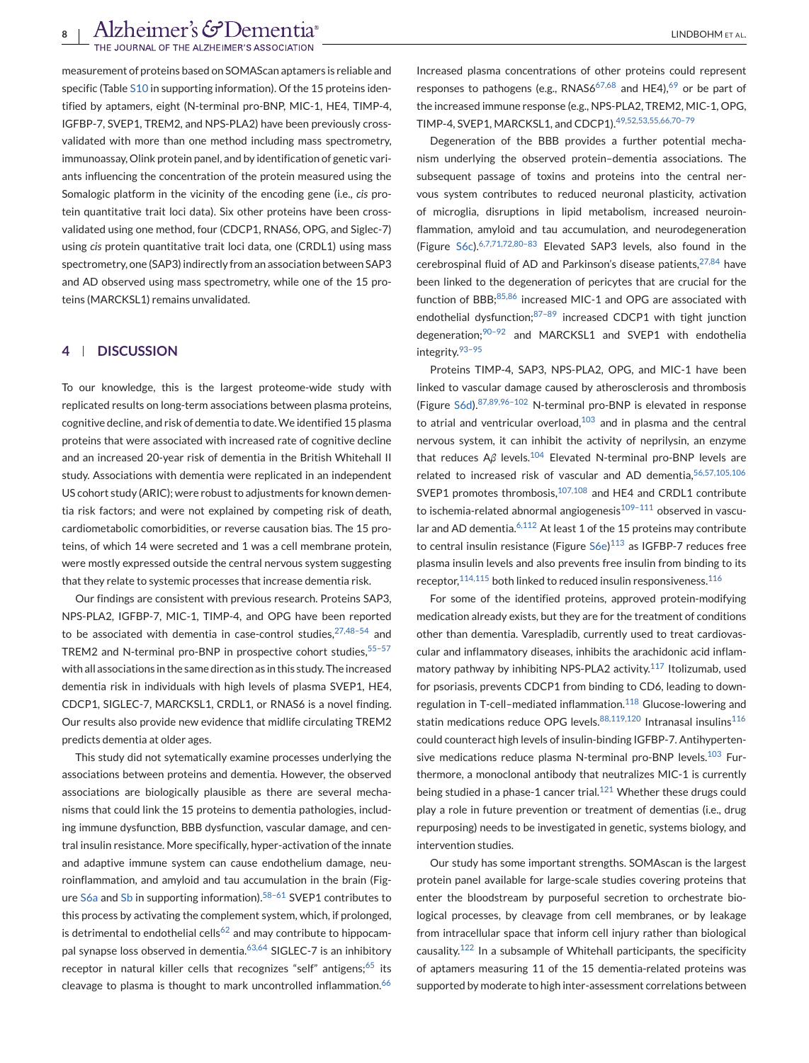measurement of proteins based on SOMAScan aptamers is reliable and specific (Table S10 in supporting information). Of the 15 proteins identified by aptamers, eight (N-terminal pro-BNP, MIC-1, HE4, TIMP-4, IGFBP-7, SVEP1, TREM2, and NPS-PLA2) have been previously cross-validated with more than one method including mass spectrometry, immunoassay, Olink protein panel, and by identification of genetic variants influencing the concentration of the protein measured using the Somalogic platform in the vicinity of the encoding gene (i.e., *cis* protein quantitative trait loci data). Six other proteins have been cross-validated using one method, four (CDCP1, RNAS6, OPG, and Siglec-7) using *cis* protein quantitative trait loci data, one (CRDL1) using mass spectrometry, one (SAP3) indirectly from an association between SAP3 and AD observed using mass spectrometry, while one of the 15 proteins (MARCKSL1) remains unvalidated.

## 4 | DISCUSSION

To our knowledge, this is the largest proteome-wide study with replicated results on long-term associations between plasma proteins, cognitive decline, and risk of dementia to date. We identified 15 plasma proteins that were associated with increased rate of cognitive decline and an increased 20-year risk of dementia in the British Whitehall II study. Associations with dementia were replicated in an independent US cohort study (ARIC); were robust to adjustments for known dementia risk factors; and were not explained by competing risk of death, cardiometabolic comorbidities, or reverse causation bias. The 15 proteins, of which 14 were secreted and 1 was a cell membrane protein, were mostly expressed outside the central nervous system suggesting that they relate to systemic processes that increase dementia risk.

Our findings are consistent with previous research. Proteins SAP3, NPS-PLA2, IGFBP-7, MIC-1, TIMP-4, and OPG have been reported to be associated with dementia in case-control studies,[27,48–54] and TREM2 and N-terminal pro-BNP in prospective cohort studies,[55–57] with all associations in the same direction as in this study. The increased dementia risk in individuals with high levels of plasma SVEP1, HE4, CDCP1, SIGLEC-7, MARCKSL1, CRDL1, or RNAS6 is a novel finding. Our results also provide new evidence that midlife circulating TREM2 predicts dementia at older ages.

This study did not sytematically examine processes underlying the associations between proteins and dementia. However, the observed associations are biologically plausible as there are several mechanisms that could link the 15 proteins to dementia pathologies, including immune dysfunction, BBB dysfunction, vascular damage, and central insulin resistance. More specifically, hyper-activation of the innate and adaptive immune system can cause endothelium damage, neuroinflammation, and amyloid and tau accumulation in the brain (Figure S6a and Sb in supporting information).[58–61] SVEP1 contributes to this process by activating the complement system, which, if prolonged, is detrimental to endothelial cells[62] and may contribute to hippocampal synapse loss observed in dementia.[63,64] SIGLEC-7 is an inhibitory receptor in natural killer cells that recognizes "self" antigens;[65] its cleavage to plasma is thought to mark uncontrolled inflammation.[66] Increased plasma concentrations of other proteins could represent responses to pathogens (e.g., RNAS6[67,68] and HE4),[69] or be part of the increased immune response (e.g., NPS-PLA2, TREM2, MIC-1, OPG, TIMP-4, SVEP1, MARCKSL1, and CDCP1).[49,52,53,55,66,70–79]

Degeneration of the BBB provides a further potential mechanism underlying the observed protein–dementia associations. The subsequent passage of toxins and proteins into the central nervous system contributes to reduced neuronal plasticity, activation of microglia, disruptions in lipid metabolism, increased neuroinflammation, amyloid and tau accumulation, and neurodegeneration (Figure S6c).[6,7,71,72,80–83] Elevated SAP3 levels, also found in the cerebrospinal fluid of AD and Parkinson's disease patients,[27,84] have been linked to the degeneration of pericytes that are crucial for the function of BBB;[85,86] increased MIC-1 and OPG are associated with endothelial dysfunction;[87–89] increased CDCP1 with tight junction degeneration;[90–92] and MARCKSL1 and SVEP1 with endothelia integrity.[93–95]

Proteins TIMP-4, SAP3, NPS-PLA2, OPG, and MIC-1 have been linked to vascular damage caused by atherosclerosis and thrombosis (Figure S6d).[87,89,96–102] N-terminal pro-BNP is elevated in response to atrial and ventricular overload,[103] and in plasma and the central nervous system, it can inhibit the activity of neprilysin, an enzyme that reduces A$\beta$ levels.[104] Elevated N-terminal pro-BNP levels are related to increased risk of vascular and AD dementia,[56,57,105,106] SVEP1 promotes thrombosis,[107,108] and HE4 and CRDL1 contribute to ischemia-related abnormal angiogenesis[109–111] observed in vascular and AD dementia.[6,112] At least 1 of the 15 proteins may contribute to central insulin resistance (Figure S6e)[113] as IGFBP-7 reduces free plasma insulin levels and also prevents free insulin from binding to its receptor,[114,115] both linked to reduced insulin responsiveness.[116]

For some of the identified proteins, approved protein-modifying medication already exists, but they are for the treatment of conditions other than dementia. Varespladib, currently used to treat cardiovascular and inflammatory diseases, inhibits the arachidonic acid inflammatory pathway by inhibiting NPS-PLA2 activity.[117] Itolizumab, used for psoriasis, prevents CDCP1 from binding to CD6, leading to downregulation in T-cell–mediated inflammation.[118] Glucose-lowering and statin medications reduce OPG levels.[88,119,120] Intranasal insulins[116] could counteract high levels of insulin-binding IGFBP-7. Antihypertensive medications reduce plasma N-terminal pro-BNP levels.[103] Furthermore, a monoclonal antibody that neutralizes MIC-1 is currently being studied in a phase-1 cancer trial.[121] Whether these drugs could play a role in future prevention or treatment of dementias (i.e., drug repurposing) needs to be investigated in genetic, systems biology, and intervention studies.

Our study has some important strengths. SOMAscan is the largest protein panel available for large-scale studies covering proteins that enter the bloodstream by purposeful secretion to orchestrate biological processes, by cleavage from cell membranes, or by leakage from intracellular space that inform cell injury rather than biological causality.[122] In a subsample of Whitehall participants, the specificity of aptamers measuring 11 of the 15 dementia-related proteins was supported by moderate to high inter-assessment correlations between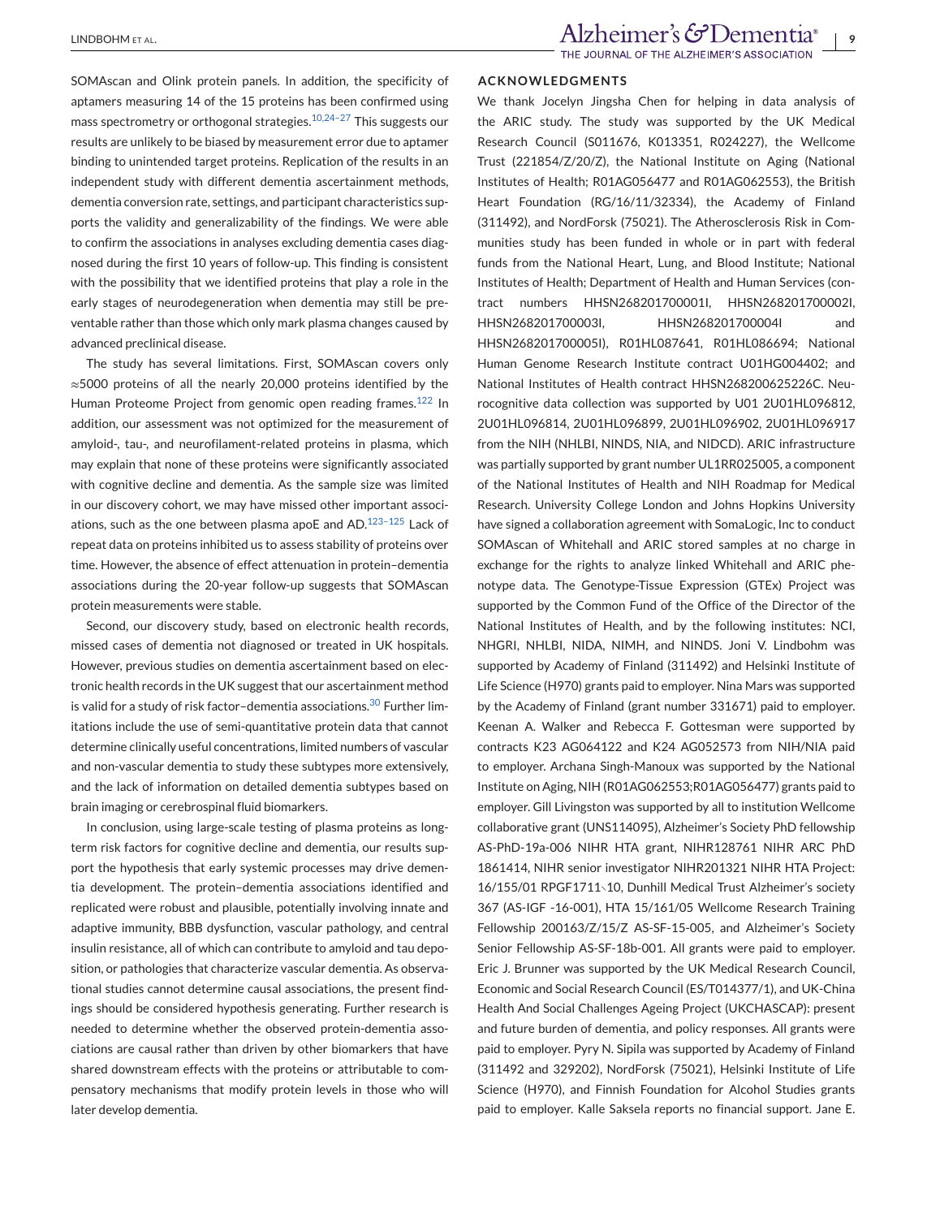SOMAscan and Olink protein panels. In addition, the specificity of aptamers measuring 14 of the 15 proteins has been confirmed using mass spectrometry or orthogonal strategies.[10,24–27] This suggests our results are unlikely to be biased by measurement error due to aptamer binding to unintended target proteins. Replication of the results in an independent study with different dementia ascertainment methods, dementia conversion rate, settings, and participant characteristics supports the validity and generalizability of the findings. We were able to confirm the associations in analyses excluding dementia cases diagnosed during the first 10 years of follow-up. This finding is consistent with the possibility that we identified proteins that play a role in the early stages of neurodegeneration when dementia may still be preventable rather than those which only mark plasma changes caused by advanced preclinical disease.

The study has several limitations. First, SOMAscan covers only ≈5000 proteins of all the nearly 20,000 proteins identified by the Human Proteome Project from genomic open reading frames.[122] In addition, our assessment was not optimized for the measurement of amyloid-, tau-, and neurofilament-related proteins in plasma, which may explain that none of these proteins were significantly associated with cognitive decline and dementia. As the sample size was limited in our discovery cohort, we may have missed other important associations, such as the one between plasma apoE and AD.[123–125] Lack of repeat data on proteins inhibited us to assess stability of proteins over time. However, the absence of effect attenuation in protein–dementia associations during the 20-year follow-up suggests that SOMAscan protein measurements were stable.

Second, our discovery study, based on electronic health records, missed cases of dementia not diagnosed or treated in UK hospitals. However, previous studies on dementia ascertainment based on electronic health records in the UK suggest that our ascertainment method is valid for a study of risk factor–dementia associations.[30] Further limitations include the use of semi-quantitative protein data that cannot determine clinically useful concentrations, limited numbers of vascular and non-vascular dementia to study these subtypes more extensively, and the lack of information on detailed dementia subtypes based on brain imaging or cerebrospinal fluid biomarkers.

In conclusion, using large-scale testing of plasma proteins as long-term risk factors for cognitive decline and dementia, our results support the hypothesis that early systemic processes may drive dementia development. The protein–dementia associations identified and replicated were robust and plausible, potentially involving innate and adaptive immunity, BBB dysfunction, vascular pathology, and central insulin resistance, all of which can contribute to amyloid and tau deposition, or pathologies that characterize vascular dementia. As observational studies cannot determine causal associations, the present findings should be considered hypothesis generating. Further research is needed to determine whether the observed protein-dementia associations are causal rather than driven by other biomarkers that have shared downstream effects with the proteins or attributable to compensatory mechanisms that modify protein levels in those who will later develop dementia.

## ACKNOWLEDGMENTS

We thank Jocelyn Jingsha Chen for helping in data analysis of the ARIC study. The study was supported by the UK Medical Research Council (S011676, K013351, R024227), the Wellcome Trust (221854/Z/20/Z), the National Institute on Aging (National Institutes of Health; R01AG056477 and R01AG062553), the British Heart Foundation (RG/16/11/32334), the Academy of Finland (311492), and NordForsk (75021). The Atherosclerosis Risk in Communities study has been funded in whole or in part with federal funds from the National Heart, Lung, and Blood Institute; National Institutes of Health; Department of Health and Human Services (contract numbers HHSN268201700001I, HHSN268201700002I, HHSN268201700003I, HHSN268201700004I and HHSN268201700005I), R01HL087641, R01HL086694; National Human Genome Research Institute contract U01HG004402; and National Institutes of Health contract HHSN268200625226C. Neurocognitive data collection was supported by U01 2U01HL096812, 2U01HL096814, 2U01HL096899, 2U01HL096902, 2U01HL096917 from the NIH (NHLBI, NINDS, NIA, and NIDCD). ARIC infrastructure was partially supported by grant number UL1RR025005, a component of the National Institutes of Health and NIH Roadmap for Medical Research. University College London and Johns Hopkins University have signed a collaboration agreement with SomaLogic, Inc to conduct SOMAscan of Whitehall and ARIC stored samples at no charge in exchange for the rights to analyze linked Whitehall and ARIC phenotype data. The Genotype-Tissue Expression (GTEx) Project was supported by the Common Fund of the Office of the Director of the National Institutes of Health, and by the following institutes: NCI, NHGRI, NHLBI, NIDA, NIMH, and NINDS. Joni V. Lindbohm was supported by Academy of Finland (311492) and Helsinki Institute of Life Science (H970) grants paid to employer. Nina Mars was supported by the Academy of Finland (grant number 331671) paid to employer. Keenan A. Walker and Rebecca F. Gottesman were supported by contracts K23 AG064122 and K24 AG052573 from NIH/NIA paid to employer. Archana Singh-Manoux was supported by the National Institute on Aging, NIH (R01AG062553;R01AG056477) grants paid to employer. Gill Livingston was supported by all to institution Wellcome collaborative grant (UNS114095), Alzheimer's Society PhD fellowship AS-PhD-19a-006 NIHR HTA grant, NIHR128761 NIHR ARC PhD 1861414, NIHR senior investigator NIHR201321 NIHR HTA Project: 16/155/01 RPGF1711\10, Dunhill Medical Trust Alzheimer's society 367 (AS-IGF -16-001), HTA 15/161/05 Wellcome Research Training Fellowship 200163/Z/15/Z AS-SF-15-005, and Alzheimer's Society Senior Fellowship AS-SF-18b-001. All grants were paid to employer. Eric J. Brunner was supported by the UK Medical Research Council, Economic and Social Research Council (ES/T014377/1), and UK-China Health And Social Challenges Ageing Project (UKCHASCAP): present and future burden of dementia, and policy responses. All grants were paid to employer. Pyry N. Sipila was supported by Academy of Finland (311492 and 329202), NordForsk (75021), Helsinki Institute of Life Science (H970), and Finnish Foundation for Alcohol Studies grants paid to employer. Kalle Saksela reports no financial support. Jane E.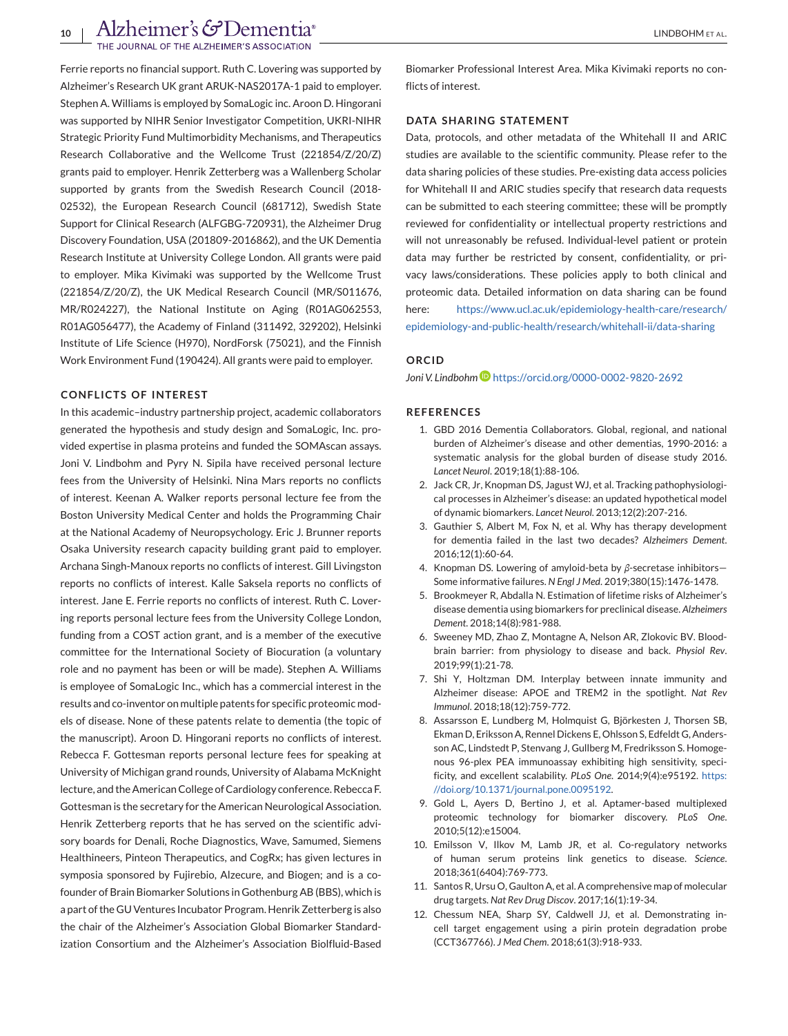Ferrie reports no financial support. Ruth C. Lovering was supported by Alzheimer's Research UK grant ARUK-NAS2017A-1 paid to employer. Stephen A. Williams is employed by SomaLogic inc. Aroon D. Hingorani was supported by NIHR Senior Investigator Competition, UKRI-NIHR Strategic Priority Fund Multimorbidity Mechanisms, and Therapeutics Research Collaborative and the Wellcome Trust (221854/Z/20/Z) grants paid to employer. Henrik Zetterberg was a Wallenberg Scholar supported by grants from the Swedish Research Council (2018-02532), the European Research Council (681712), Swedish State Support for Clinical Research (ALFGBG-720931), the Alzheimer Drug Discovery Foundation, USA (201809-2016862), and the UK Dementia Research Institute at University College London. All grants were paid to employer. Mika Kivimaki was supported by the Wellcome Trust (221854/Z/20/Z), the UK Medical Research Council (MR/S011676, MR/R024227), the National Institute on Aging (R01AG062553, R01AG056477), the Academy of Finland (311492, 329202), Helsinki Institute of Life Science (H970), NordForsk (75021), and the Finnish Work Environment Fund (190424). All grants were paid to employer.

## CONFLICTS OF INTEREST

In this academic–industry partnership project, academic collaborators generated the hypothesis and study design and SomaLogic, Inc. provided expertise in plasma proteins and funded the SOMAscan assays. Joni V. Lindbohm and Pyry N. Sipila have received personal lecture fees from the University of Helsinki. Nina Mars reports no conflicts of interest. Keenan A. Walker reports personal lecture fee from the Boston University Medical Center and holds the Programming Chair at the National Academy of Neuropsychology. Eric J. Brunner reports Osaka University research capacity building grant paid to employer. Archana Singh-Manoux reports no conflicts of interest. Gill Livingston reports no conflicts of interest. Kalle Saksela reports no conflicts of interest. Jane E. Ferrie reports no conflicts of interest. Ruth C. Lovering reports personal lecture fees from the University College London, funding from a COST action grant, and is a member of the executive committee for the International Society of Biocuration (a voluntary role and no payment has been or will be made). Stephen A. Williams is employee of SomaLogic Inc., which has a commercial interest in the results and co-inventor on multiple patents for specific proteomic models of disease. None of these patents relate to dementia (the topic of the manuscript). Aroon D. Hingorani reports no conflicts of interest. Rebecca F. Gottesman reports personal lecture fees for speaking at University of Michigan grand rounds, University of Alabama McKnight lecture, and the American College of Cardiology conference. Rebecca F. Gottesman is the secretary for the American Neurological Association. Henrik Zetterberg reports that he has served on the scientific advisory boards for Denali, Roche Diagnostics, Wave, Samumed, Siemens Healthineers, Pinteon Therapeutics, and CogRx; has given lectures in symposia sponsored by Fujirebio, Alzecure, and Biogen; and is a co-founder of Brain Biomarker Solutions in Gothenburg AB (BBS), which is a part of the GU Ventures Incubator Program. Henrik Zetterberg is also the chair of the Alzheimer's Association Global Biomarker Standardization Consortium and the Alzheimer's Association Biolfluid-Based Biomarker Professional Interest Area. Mika Kivimaki reports no conflicts of interest.

## DATA SHARING STATEMENT

Data, protocols, and other metadata of the Whitehall II and ARIC studies are available to the scientific community. Please refer to the data sharing policies of these studies. Pre-existing data access policies for Whitehall II and ARIC studies specify that research data requests can be submitted to each steering committee; these will be promptly reviewed for confidentiality or intellectual property restrictions and will not unreasonably be refused. Individual-level patient or protein data may further be restricted by consent, confidentiality, or privacy laws/considerations. These policies apply to both clinical and proteomic data. Detailed information on data sharing can be found here: https://www.ucl.ac.uk/epidemiology-health-care/research/epidemiology-and-public-health/research/whitehall-ii/data-sharing

## ORCID

*Joni V. Lindbohm* https://orcid.org/0000-0002-9820-2692

## REFERENCES

1. GBD 2016 Dementia Collaborators. Global, regional, and national burden of Alzheimer's disease and other dementias, 1990-2016: a systematic analysis for the global burden of disease study 2016. *Lancet Neurol*. 2019;18(1):88-106.
2. Jack CR, Jr, Knopman DS, Jagust WJ, et al. Tracking pathophysiological processes in Alzheimer's disease: an updated hypothetical model of dynamic biomarkers. *Lancet Neurol*. 2013;12(2):207-216.
3. Gauthier S, Albert M, Fox N, et al. Why has therapy development for dementia failed in the last two decades? *Alzheimers Dement*. 2016;12(1):60-64.
4. Knopman DS. Lowering of amyloid-beta by $\beta$-secretase inhibitors—Some informative failures. *N Engl J Med*. 2019;380(15):1476-1478.
5. Brookmeyer R, Abdalla N. Estimation of lifetime risks of Alzheimer's disease dementia using biomarkers for preclinical disease. *Alzheimers Dement*. 2018;14(8):981-988.
6. Sweeney MD, Zhao Z, Montagne A, Nelson AR, Zlokovic BV. Blood-brain barrier: from physiology to disease and back. *Physiol Rev*. 2019;99(1):21-78.
7. Shi Y, Holtzman DM. Interplay between innate immunity and Alzheimer disease: APOE and TREM2 in the spotlight. *Nat Rev Immunol*. 2018;18(12):759-772.
8. Assarsson E, Lundberg M, Holmquist G, Björkesten J, Thorsen SB, Ekman D, Eriksson A, Rennel Dickens E, Ohlsson S, Edfeldt G, Andersson AC, Lindstedt P, Stenvang J, Gullberg M, Fredriksson S. Homogenous 96-plex PEA immunoassay exhibiting high sensitivity, specificity, and excellent scalability. *PLoS One*. 2014;9(4):e95192. https://doi.org/10.1371/journal.pone.0095192.
9. Gold L, Ayers D, Bertino J, et al. Aptamer-based multiplexed proteomic technology for biomarker discovery. *PLoS One*. 2010;5(12):e15004.
10. Emilsson V, Ilkov M, Lamb JR, et al. Co-regulatory networks of human serum proteins link genetics to disease. *Science*. 2018;361(6404):769-773.
11. Santos R, Ursu O, Gaulton A, et al. A comprehensive map of molecular drug targets. *Nat Rev Drug Discov*. 2017;16(1):19-34.
12. Chessum NEA, Sharp SY, Caldwell JJ, et al. Demonstrating in-cell target engagement using a pirin protein degradation probe (CCT367766). *J Med Chem*. 2018;61(3):918-933.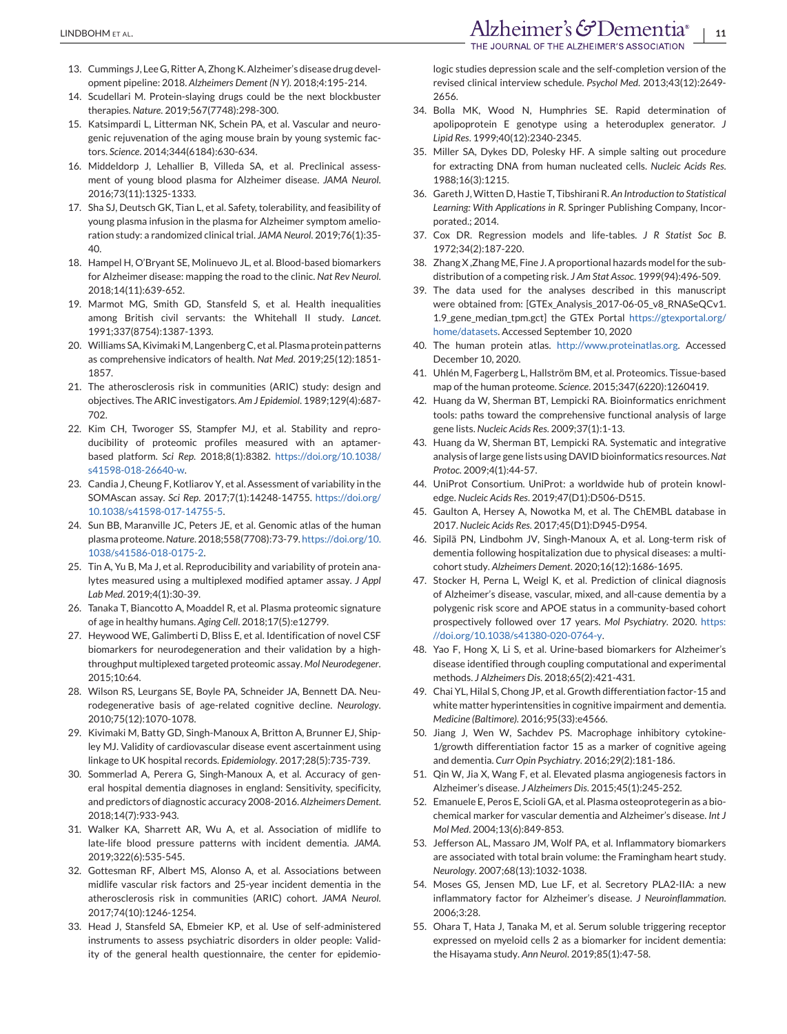13. Cummings J, Lee G, Ritter A, Zhong K. Alzheimer's disease drug development pipeline: 2018. *Alzheimers Dement (N Y)*. 2018;4:195-214.
14. Scudellari M. Protein-slaying drugs could be the next blockbuster therapies. *Nature*. 2019;567(7748):298-300.
15. Katsimpardi L, Litterman NK, Schein PA, et al. Vascular and neurogenic rejuvenation of the aging mouse brain by young systemic factors. *Science*. 2014;344(6184):630-634.
16. Middeldorp J, Lehallier B, Villeda SA, et al. Preclinical assessment of young blood plasma for Alzheimer disease. *JAMA Neurol*. 2016;73(11):1325-1333.
17. Sha SJ, Deutsch GK, Tian L, et al. Safety, tolerability, and feasibility of young plasma infusion in the plasma for Alzheimer symptom amelioration study: a randomized clinical trial. *JAMA Neurol*. 2019;76(1):35-40.
18. Hampel H, O'Bryant SE, Molinuevo JL, et al. Blood-based biomarkers for Alzheimer disease: mapping the road to the clinic. *Nat Rev Neurol*. 2018;14(11):639-652.
19. Marmot MG, Smith GD, Stansfeld S, et al. Health inequalities among British civil servants: the Whitehall II study. *Lancet*. 1991;337(8754):1387-1393.
20. Williams SA, Kivimaki M, Langenberg C, et al. Plasma protein patterns as comprehensive indicators of health. *Nat Med*. 2019;25(12):1851-1857.
21. The atherosclerosis risk in communities (ARIC) study: design and objectives. The ARIC investigators. *Am J Epidemiol*. 1989;129(4):687-702.
22. Kim CH, Tworoger SS, Stampfer MJ, et al. Stability and reproducibility of proteomic profiles measured with an aptamer-based platform. *Sci Rep*. 2018;8(1):8382. https://doi.org/10.1038/s41598-018-26640-w.
23. Candia J, Cheung F, Kotliarov Y, et al. Assessment of variability in the SOMAscan assay. *Sci Rep*. 2017;7(1):14248-14755. https://doi.org/10.1038/s41598-017-14755-5.
24. Sun BB, Maranville JC, Peters JE, et al. Genomic atlas of the human plasma proteome. *Nature*. 2018;558(7708):73-79. https://doi.org/10.1038/s41586-018-0175-2.
25. Tin A, Yu B, Ma J, et al. Reproducibility and variability of protein analytes measured using a multiplexed modified aptamer assay. *J Appl Lab Med*. 2019;4(1):30-39.
26. Tanaka T, Biancotto A, Moaddel R, et al. Plasma proteomic signature of age in healthy humans. *Aging Cell*. 2018;17(5):e12799.
27. Heywood WE, Galimberti D, Bliss E, et al. Identification of novel CSF biomarkers for neurodegeneration and their validation by a high-throughput multiplexed targeted proteomic assay. *Mol Neurodegener*. 2015;10:64.
28. Wilson RS, Leurgans SE, Boyle PA, Schneider JA, Bennett DA. Neurodegenerative basis of age-related cognitive decline. *Neurology*. 2010;75(12):1070-1078.
29. Kivimaki M, Batty GD, Singh-Manoux A, Britton A, Brunner EJ, Shipley MJ. Validity of cardiovascular disease event ascertainment using linkage to UK hospital records. *Epidemiology*. 2017;28(5):735-739.
30. Sommerlad A, Perera G, Singh-Manoux A, et al. Accuracy of general hospital dementia diagnoses in england: Sensitivity, specificity, and predictors of diagnostic accuracy 2008-2016. *Alzheimers Dement*. 2018;14(7):933-943.
31. Walker KA, Sharrett AR, Wu A, et al. Association of midlife to late-life blood pressure patterns with incident dementia. *JAMA*. 2019;322(6):535-545.
32. Gottesman RF, Albert MS, Alonso A, et al. Associations between midlife vascular risk factors and 25-year incident dementia in the atherosclerosis risk in communities (ARIC) cohort. *JAMA Neurol*. 2017;74(10):1246-1254.
33. Head J, Stansfeld SA, Ebmeier KP, et al. Use of self-administered instruments to assess psychiatric disorders in older people: Validity of the general health questionnaire, the center for epidemiologic studies depression scale and the self-completion version of the revised clinical interview schedule. *Psychol Med*. 2013;43(12):2649-2656.
34. Bolla MK, Wood N, Humphries SE. Rapid determination of apolipoprotein E genotype using a heteroduplex generator. *J Lipid Res*. 1999;40(12):2340-2345.
35. Miller SA, Dykes DD, Polesky HF. A simple salting out procedure for extracting DNA from human nucleated cells. *Nucleic Acids Res*. 1988;16(3):1215.
36. Gareth J, Witten D, Hastie T, Tibshirani R. *An Introduction to Statistical Learning: With Applications in R*. Springer Publishing Company, Incorporated.; 2014.
37. Cox DR. Regression models and life-tables. *J R Statist Soc B*. 1972;34(2):187-220.
38. Zhang X ,Zhang ME, Fine J. A proportional hazards model for the subdistribution of a competing risk. *J Am Stat Assoc*. 1999(94):496-509.
39. The data used for the analyses described in this manuscript were obtained from: [GTEx_Analysis_2017-06-05_v8_RNASeQCv1.1.9_gene_median_tpm.gct] the GTEx Portal https://gtexportal.org/home/datasets. Accessed September 10, 2020
40. The human protein atlas. http://www.proteinatlas.org. Accessed December 10, 2020.
41. Uhlén M, Fagerberg L, Hallström BM, et al. Proteomics. Tissue-based map of the human proteome. *Science*. 2015;347(6220):1260419.
42. Huang da W, Sherman BT, Lempicki RA. Bioinformatics enrichment tools: paths toward the comprehensive functional analysis of large gene lists. *Nucleic Acids Res*. 2009;37(1):1-13.
43. Huang da W, Sherman BT, Lempicki RA. Systematic and integrative analysis of large gene lists using DAVID bioinformatics resources. *Nat Protoc*. 2009;4(1):44-57.
44. UniProt Consortium. UniProt: a worldwide hub of protein knowledge. *Nucleic Acids Res*. 2019;47(D1):D506-D515.
45. Gaulton A, Hersey A, Nowotka M, et al. The ChEMBL database in 2017. *Nucleic Acids Res*. 2017;45(D1):D945-D954.
46. Sipilä PN, Lindbohm JV, Singh-Manoux A, et al. Long-term risk of dementia following hospitalization due to physical diseases: a multi-cohort study. *Alzheimers Dement*. 2020;16(12):1686-1695.
47. Stocker H, Perna L, Weigl K, et al. Prediction of clinical diagnosis of Alzheimer's disease, vascular, mixed, and all-cause dementia by a polygenic risk score and APOE status in a community-based cohort prospectively followed over 17 years. *Mol Psychiatry*. 2020. https://doi.org/10.1038/s41380-020-0764-y.
48. Yao F, Hong X, Li S, et al. Urine-based biomarkers for Alzheimer's disease identified through coupling computational and experimental methods. *J Alzheimers Dis*. 2018;65(2):421-431.
49. Chai YL, Hilal S, Chong JP, et al. Growth differentiation factor-15 and white matter hyperintensities in cognitive impairment and dementia. *Medicine (Baltimore)*. 2016;95(33):e4566.
50. Jiang J, Wen W, Sachdev PS. Macrophage inhibitory cytokine-1/growth differentiation factor 15 as a marker of cognitive ageing and dementia. *Curr Opin Psychiatry*. 2016;29(2):181-186.
51. Qin W, Jia X, Wang F, et al. Elevated plasma angiogenesis factors in Alzheimer's disease. *J Alzheimers Dis*. 2015;45(1):245-252.
52. Emanuele E, Peros E, Scioli GA, et al. Plasma osteoprotegerin as a biochemical marker for vascular dementia and Alzheimer's disease. *Int J Mol Med*. 2004;13(6):849-853.
53. Jefferson AL, Massaro JM, Wolf PA, et al. Inflammatory biomarkers are associated with total brain volume: the Framingham heart study. *Neurology*. 2007;68(13):1032-1038.
54. Moses GS, Jensen MD, Lue LF, et al. Secretory PLA2-IIA: a new inflammatory factor for Alzheimer's disease. *J Neuroinflammation*. 2006;3:28.
55. Ohara T, Hata J, Tanaka M, et al. Serum soluble triggering receptor expressed on myeloid cells 2 as a biomarker for incident dementia: the Hisayama study. *Ann Neurol*. 2019;85(1):47-58.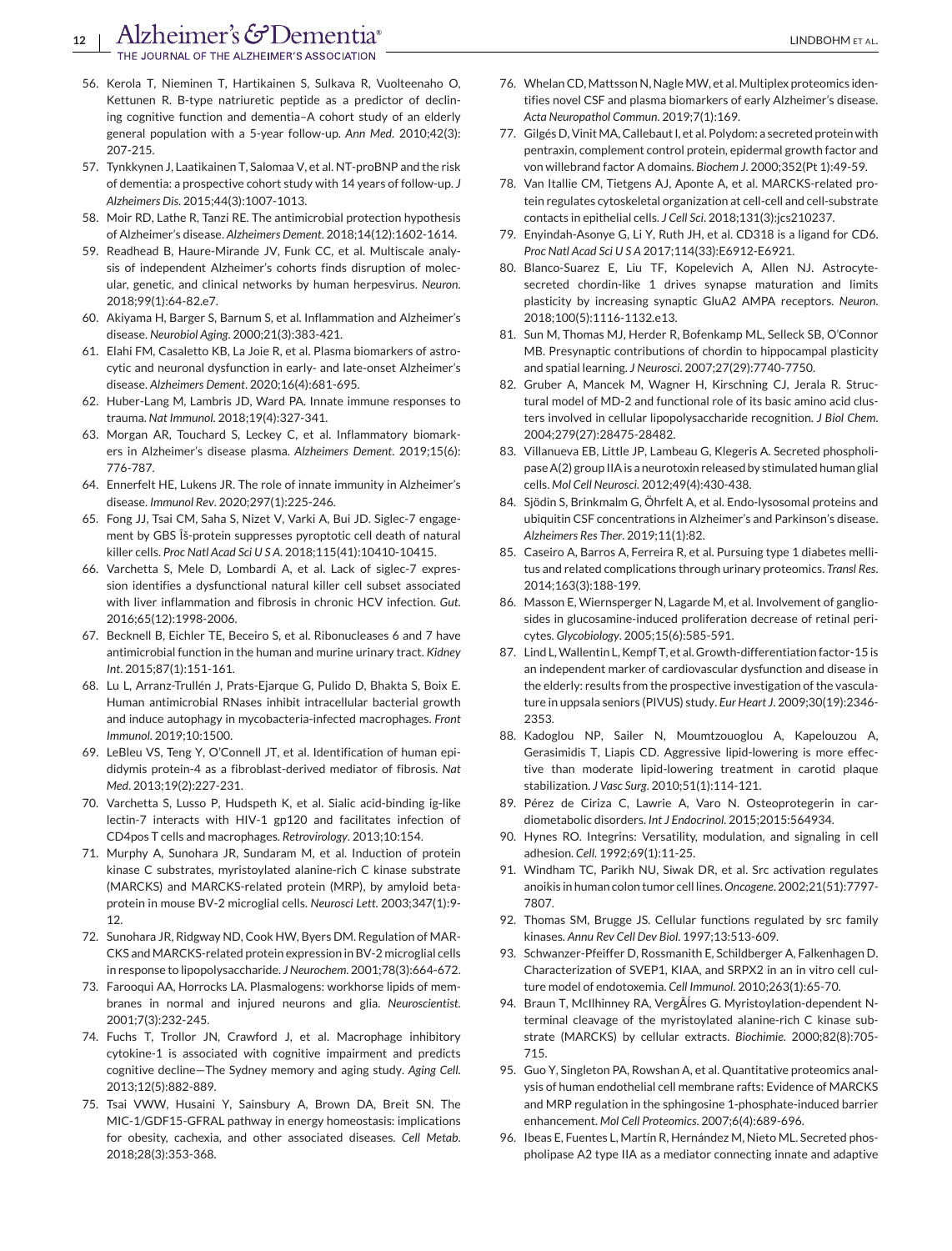56. Kerola T, Nieminen T, Hartikainen S, Sulkava R, Vuolteenaho O, Kettunen R. B-type natriuretic peptide as a predictor of declining cognitive function and dementia–A cohort study of an elderly general population with a 5-year follow-up. *Ann Med*. 2010;42(3): 207-215.
57. Tynkkynen J, Laatikainen T, Salomaa V, et al. NT-proBNP and the risk of dementia: a prospective cohort study with 14 years of follow-up. *J Alzheimers Dis*. 2015;44(3):1007-1013.
58. Moir RD, Lathe R, Tanzi RE. The antimicrobial protection hypothesis of Alzheimer's disease. *Alzheimers Dement*. 2018;14(12):1602-1614.
59. Readhead B, Haure-Mirande JV, Funk CC, et al. Multiscale analysis of independent Alzheimer's cohorts finds disruption of molecular, genetic, and clinical networks by human herpesvirus. *Neuron*. 2018;99(1):64-82.e7.
60. Akiyama H, Barger S, Barnum S, et al. Inflammation and Alzheimer's disease. *Neurobiol Aging*. 2000;21(3):383-421.
61. Elahi FM, Casaletto KB, La Joie R, et al. Plasma biomarkers of astrocytic and neuronal dysfunction in early- and late-onset Alzheimer's disease. *Alzheimers Dement*. 2020;16(4):681-695.
62. Huber-Lang M, Lambris JD, Ward PA. Innate immune responses to trauma. *Nat Immunol*. 2018;19(4):327-341.
63. Morgan AR, Touchard S, Leckey C, et al. Inflammatory biomarkers in Alzheimer's disease plasma. *Alzheimers Dement*. 2019;15(6): 776-787.
64. Ennerfelt HE, Lukens JR. The role of innate immunity in Alzheimer's disease. *Immunol Rev*. 2020;297(1):225-246.
65. Fong JJ, Tsai CM, Saha S, Nizet V, Varki A, Bui JD. Siglec-7 engagement by GBS Îš-protein suppresses pyroptotic cell death of natural killer cells. *Proc Natl Acad Sci U S A*. 2018;115(41):10410-10415.
66. Varchetta S, Mele D, Lombardi A, et al. Lack of siglec-7 expression identifies a dysfunctional natural killer cell subset associated with liver inflammation and fibrosis in chronic HCV infection. *Gut*. 2016;65(12):1998-2006.
67. Becknell B, Eichler TE, Beceiro S, et al. Ribonucleases 6 and 7 have antimicrobial function in the human and murine urinary tract. *Kidney Int*. 2015;87(1):151-161.
68. Lu L, Arranz-Trullén J, Prats-Ejarque G, Pulido D, Bhakta S, Boix E. Human antimicrobial RNases inhibit intracellular bacterial growth and induce autophagy in mycobacteria-infected macrophages. *Front Immunol*. 2019;10:1500.
69. LeBleu VS, Teng Y, O'Connell JT, et al. Identification of human epididymis protein-4 as a fibroblast-derived mediator of fibrosis. *Nat Med*. 2013;19(2):227-231.
70. Varchetta S, Lusso P, Hudspeth K, et al. Sialic acid-binding ig-like lectin-7 interacts with HIV-1 gp120 and facilitates infection of CD4pos T cells and macrophages. *Retrovirology*. 2013;10:154.
71. Murphy A, Sunohara JR, Sundaram M, et al. Induction of protein kinase C substrates, myristoylated alanine-rich C kinase substrate (MARCKS) and MARCKS-related protein (MRP), by amyloid beta-protein in mouse BV-2 microglial cells. *Neurosci Lett*. 2003;347(1):9-12.
72. Sunohara JR, Ridgway ND, Cook HW, Byers DM. Regulation of MARCKS and MARCKS-related protein expression in BV-2 microglial cells in response to lipopolysaccharide. *J Neurochem*. 2001;78(3):664-672.
73. Farooqui AA, Horrocks LA. Plasmalogens: workhorse lipids of membranes in normal and injured neurons and glia. *Neuroscientist*. 2001;7(3):232-245.
74. Fuchs T, Trollor JN, Crawford J, et al. Macrophage inhibitory cytokine-1 is associated with cognitive impairment and predicts cognitive decline—The Sydney memory and aging study. *Aging Cell*. 2013;12(5):882-889.
75. Tsai VWW, Husaini Y, Sainsbury A, Brown DA, Breit SN. The MIC-1/GDF15-GFRAL pathway in energy homeostasis: implications for obesity, cachexia, and other associated diseases. *Cell Metab*. 2018;28(3):353-368.
76. Whelan CD, Mattsson N, Nagle MW, et al. Multiplex proteomics identifies novel CSF and plasma biomarkers of early Alzheimer's disease. *Acta Neuropathol Commun*. 2019;7(1):169.
77. Gilgés D, Vinit MA, Callebaut I, et al. Polydom: a secreted protein with pentraxin, complement control protein, epidermal growth factor and von willebrand factor A domains. *Biochem J*. 2000;352(Pt 1):49-59.
78. Van Itallie CM, Tietgens AJ, Aponte A, et al. MARCKS-related protein regulates cytoskeletal organization at cell-cell and cell-substrate contacts in epithelial cells. *J Cell Sci*. 2018;131(3):jcs210237.
79. Enyindah-Asonye G, Li Y, Ruth JH, et al. CD318 is a ligand for CD6. *Proc Natl Acad Sci U S A* 2017;114(33):E6912-E6921.
80. Blanco-Suarez E, Liu TF, Kopelevich A, Allen NJ. Astrocyte-secreted chordin-like 1 drives synapse maturation and limits plasticity by increasing synaptic GluA2 AMPA receptors. *Neuron*. 2018;100(5):1116-1132.e13.
81. Sun M, Thomas MJ, Herder R, Bofenkamp ML, Selleck SB, O'Connor MB. Presynaptic contributions of chordin to hippocampal plasticity and spatial learning. *J Neurosci*. 2007;27(29):7740-7750.
82. Gruber A, Mancek M, Wagner H, Kirschning CJ, Jerala R. Structural model of MD-2 and functional role of its basic amino acid clusters involved in cellular lipopolysaccharide recognition. *J Biol Chem*. 2004;279(27):28475-28482.
83. Villanueva EB, Little JP, Lambeau G, Klegeris A. Secreted phospholipase A(2) group IIA is a neurotoxin released by stimulated human glial cells. *Mol Cell Neurosci*. 2012;49(4):430-438.
84. Sjödin S, Brinkmalm G, Öhrfelt A, et al. Endo-lysosomal proteins and ubiquitin CSF concentrations in Alzheimer's and Parkinson's disease. *Alzheimers Res Ther*. 2019;11(1):82.
85. Caseiro A, Barros A, Ferreira R, et al. Pursuing type 1 diabetes mellitus and related complications through urinary proteomics. *Transl Res*. 2014;163(3):188-199.
86. Masson E, Wiernsperger N, Lagarde M, et al. Involvement of gangliosides in glucosamine-induced proliferation decrease of retinal pericytes. *Glycobiology*. 2005;15(6):585-591.
87. Lind L, Wallentin L, Kempf T, et al. Growth-differentiation factor-15 is an independent marker of cardiovascular dysfunction and disease in the elderly: results from the prospective investigation of the vasculature in uppsala seniors (PIVUS) study. *Eur Heart J*. 2009;30(19):2346-2353.
88. Kadoglou NP, Sailer N, Moumtzouoglou A, Kapelouzou A, Gerasimidis T, Liapis CD. Aggressive lipid-lowering is more effective than moderate lipid-lowering treatment in carotid plaque stabilization. *J Vasc Surg*. 2010;51(1):114-121.
89. Pérez de Ciriza C, Lawrie A, Varo N. Osteoprotegerin in cardiometabolic disorders. *Int J Endocrinol*. 2015;2015:564934.
90. Hynes RO. Integrins: Versatility, modulation, and signaling in cell adhesion. *Cell*. 1992;69(1):11-25.
91. Windham TC, Parikh NU, Siwak DR, et al. Src activation regulates anoikis in human colon tumor cell lines. *Oncogene*. 2002;21(51):7797-7807.
92. Thomas SM, Brugge JS. Cellular functions regulated by src family kinases. *Annu Rev Cell Dev Biol*. 1997;13:513-609.
93. Schwanzer-Pfeiffer D, Rossmanith E, Schildberger A, Falkenhagen D. Characterization of SVEP1, KIAA, and SRPX2 in an in vitro cell culture model of endotoxemia. *Cell Immunol*. 2010;263(1):65-70.
94. Braun T, McIlhinney RA, VergÃÍres G. Myristoylation-dependent N-terminal cleavage of the myristoylated alanine-rich C kinase substrate (MARCKS) by cellular extracts. *Biochimie*. 2000;82(8):705-715.
95. Guo Y, Singleton PA, Rowshan A, et al. Quantitative proteomics analysis of human endothelial cell membrane rafts: Evidence of MARCKS and MRP regulation in the sphingosine 1-phosphate-induced barrier enhancement. *Mol Cell Proteomics*. 2007;6(4):689-696.
96. Ibeas E, Fuentes L, Martín R, Hernández M, Nieto ML. Secreted phospholipase A2 type IIA as a mediator connecting innate and adaptive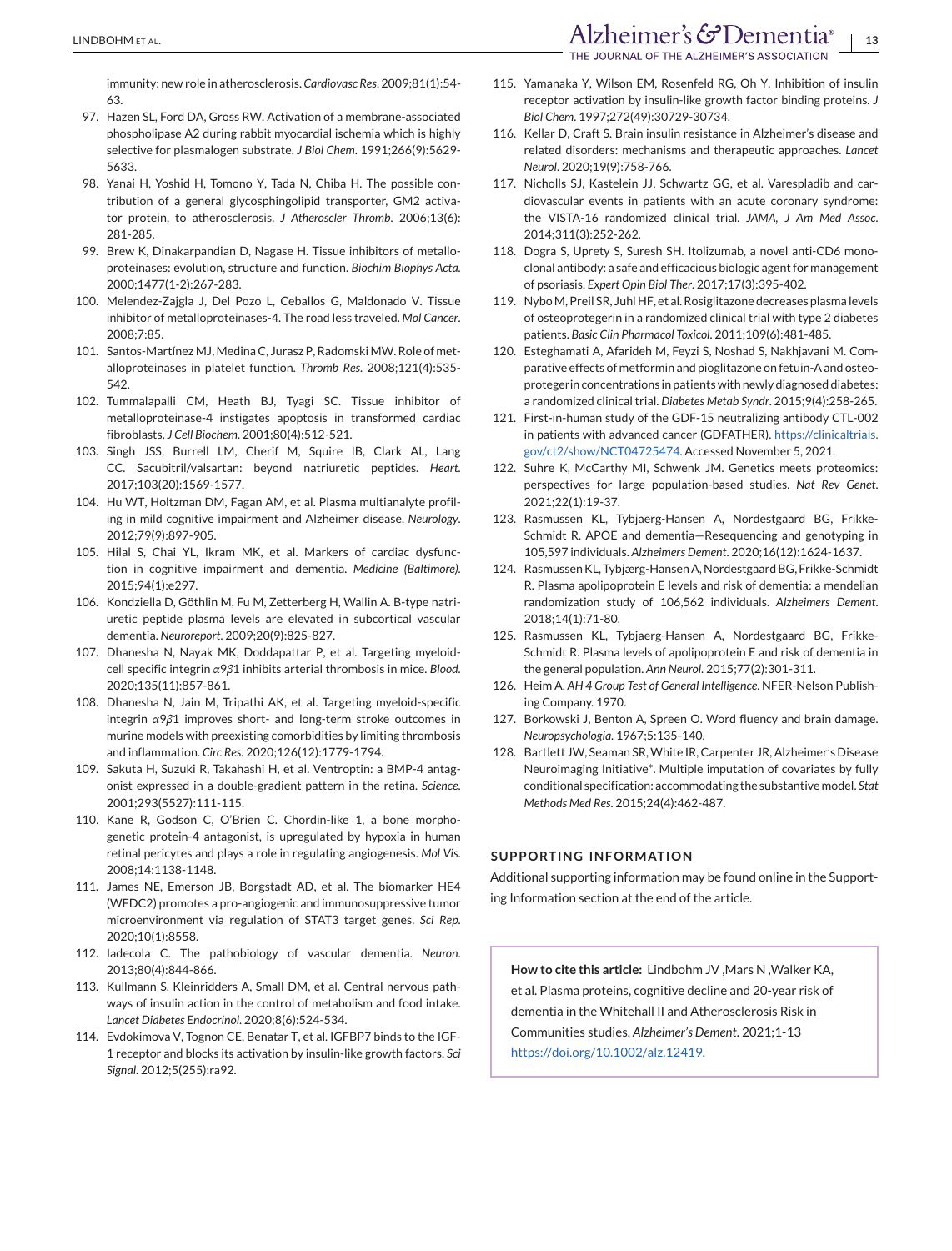immunity: new role in atherosclerosis. *Cardiovasc Res*. 2009;81(1):54-63.

97. Hazen SL, Ford DA, Gross RW. Activation of a membrane-associated phospholipase A2 during rabbit myocardial ischemia which is highly selective for plasmalogen substrate. *J Biol Chem*. 1991;266(9):5629-5633.
98. Yanai H, Yoshid H, Tomono Y, Tada N, Chiba H. The possible contribution of a general glycosphingolipid transporter, GM2 activator protein, to atherosclerosis. *J Atheroscler Thromb*. 2006;13(6): 281-285.
99. Brew K, Dinakarpandian D, Nagase H. Tissue inhibitors of metalloproteinases: evolution, structure and function. *Biochim Biophys Acta*. 2000;1477(1-2):267-283.
100. Melendez-Zajgla J, Del Pozo L, Ceballos G, Maldonado V. Tissue inhibitor of metalloproteinases-4. The road less traveled. *Mol Cancer*. 2008;7:85.
101. Santos-Martínez MJ, Medina C, Jurasz P, Radomski MW. Role of metalloproteinases in platelet function. *Thromb Res*. 2008;121(4):535-542.
102. Tummalapalli CM, Heath BJ, Tyagi SC. Tissue inhibitor of metalloproteinase-4 instigates apoptosis in transformed cardiac fibroblasts. *J Cell Biochem*. 2001;80(4):512-521.
103. Singh JSS, Burrell LM, Cherif M, Squire IB, Clark AL, Lang CC. Sacubitril/valsartan: beyond natriuretic peptides. *Heart*. 2017;103(20):1569-1577.
104. Hu WT, Holtzman DM, Fagan AM, et al. Plasma multianalyte profiling in mild cognitive impairment and Alzheimer disease. *Neurology*. 2012;79(9):897-905.
105. Hilal S, Chai YL, Ikram MK, et al. Markers of cardiac dysfunction in cognitive impairment and dementia. *Medicine (Baltimore)*. 2015;94(1):e297.
106. Kondziella D, Göthlin M, Fu M, Zetterberg H, Wallin A. B-type natriuretic peptide plasma levels are elevated in subcortical vascular dementia. *Neuroreport*. 2009;20(9):825-827.
107. Dhanesha N, Nayak MK, Doddapattar P, et al. Targeting myeloid-cell specific integrin $\alpha 9\beta 1$ inhibits arterial thrombosis in mice. *Blood*. 2020;135(11):857-861.
108. Dhanesha N, Jain M, Tripathi AK, et al. Targeting myeloid-specific integrin $\alpha 9\beta 1$ improves short- and long-term stroke outcomes in murine models with preexisting comorbidities by limiting thrombosis and inflammation. *Circ Res*. 2020;126(12):1779-1794.
109. Sakuta H, Suzuki R, Takahashi H, et al. Ventroptin: a BMP-4 antagonist expressed in a double-gradient pattern in the retina. *Science*. 2001;293(5527):111-115.
110. Kane R, Godson C, O'Brien C. Chordin-like 1, a bone morphogenetic protein-4 antagonist, is upregulated by hypoxia in human retinal pericytes and plays a role in regulating angiogenesis. *Mol Vis*. 2008;14:1138-1148.
111. James NE, Emerson JB, Borgstadt AD, et al. The biomarker HE4 (WFDC2) promotes a pro-angiogenic and immunosuppressive tumor microenvironment via regulation of STAT3 target genes. *Sci Rep*. 2020;10(1):8558.
112. Iadecola C. The pathobiology of vascular dementia. *Neuron*. 2013;80(4):844-866.
113. Kullmann S, Kleinridders A, Small DM, et al. Central nervous pathways of insulin action in the control of metabolism and food intake. *Lancet Diabetes Endocrinol*. 2020;8(6):524-534.
114. Evdokimova V, Tognon CE, Benatar T, et al. IGFBP7 binds to the IGF-1 receptor and blocks its activation by insulin-like growth factors. *Sci Signal*. 2012;5(255):ra92.
115. Yamanaka Y, Wilson EM, Rosenfeld RG, Oh Y. Inhibition of insulin receptor activation by insulin-like growth factor binding proteins. *J Biol Chem*. 1997;272(49):30729-30734.
116. Kellar D, Craft S. Brain insulin resistance in Alzheimer's disease and related disorders: mechanisms and therapeutic approaches. *Lancet Neurol*. 2020;19(9):758-766.
117. Nicholls SJ, Kastelein JJ, Schwartz GG, et al. Varespladib and cardiovascular events in patients with an acute coronary syndrome: the VISTA-16 randomized clinical trial. *JAMA, J Am Med Assoc*. 2014;311(3):252-262.
118. Dogra S, Uprety S, Suresh SH. Itolizumab, a novel anti-CD6 monoclonal antibody: a safe and efficacious biologic agent for management of psoriasis. *Expert Opin Biol Ther*. 2017;17(3):395-402.
119. Nybo M, Preil SR, Juhl HF, et al. Rosiglitazone decreases plasma levels of osteoprotegerin in a randomized clinical trial with type 2 diabetes patients. *Basic Clin Pharmacol Toxicol*. 2011;109(6):481-485.
120. Esteghamati A, Afarideh M, Feyzi S, Noshad S, Nakhjavani M. Comparative effects of metformin and pioglitazone on fetuin-A and osteoprotegerin concentrations in patients with newly diagnosed diabetes: a randomized clinical trial. *Diabetes Metab Syndr*. 2015;9(4):258-265.
121. First-in-human study of the GDF-15 neutralizing antibody CTL-002 in patients with advanced cancer (GDFATHER). https://clinicaltrials.gov/ct2/show/NCT04725474. Accessed November 5, 2021.
122. Suhre K, McCarthy MI, Schwenk JM. Genetics meets proteomics: perspectives for large population-based studies. *Nat Rev Genet*. 2021;22(1):19-37.
123. Rasmussen KL, Tybjaerg-Hansen A, Nordestgaard BG, Frikke-Schmidt R. APOE and dementia—Resequencing and genotyping in 105,597 individuals. *Alzheimers Dement*. 2020;16(12):1624-1637.
124. Rasmussen KL, Tybjærg-Hansen A, Nordestgaard BG, Frikke-Schmidt R. Plasma apolipoprotein E levels and risk of dementia: a mendelian randomization study of 106,562 individuals. *Alzheimers Dement*. 2018;14(1):71-80.
125. Rasmussen KL, Tybjaerg-Hansen A, Nordestgaard BG, Frikke-Schmidt R. Plasma levels of apolipoprotein E and risk of dementia in the general population. *Ann Neurol*. 2015;77(2):301-311.
126. Heim A. *AH 4 Group Test of General Intelligence*. NFER-Nelson Publishing Company. 1970.
127. Borkowski J, Benton A, Spreen O. Word fluency and brain damage. *Neuropsychologia*. 1967;5:135-140.
128. Bartlett JW, Seaman SR, White IR, Carpenter JR, Alzheimer's Disease Neuroimaging Initiative*. Multiple imputation of covariates by fully conditional specification: accommodating the substantive model. *Stat Methods Med Res*. 2015;24(4):462-487.

## SUPPORTING INFORMATION

Additional supporting information may be found online in the Supporting Information section at the end of the article.

**How to cite this article:** Lindbohm JV ,Mars N ,Walker KA, et al. Plasma proteins, cognitive decline and 20-year risk of dementia in the Whitehall II and Atherosclerosis Risk in Communities studies. *Alzheimer's Dement*. 2021;1-13 https://doi.org/10.1002/alz.12419.